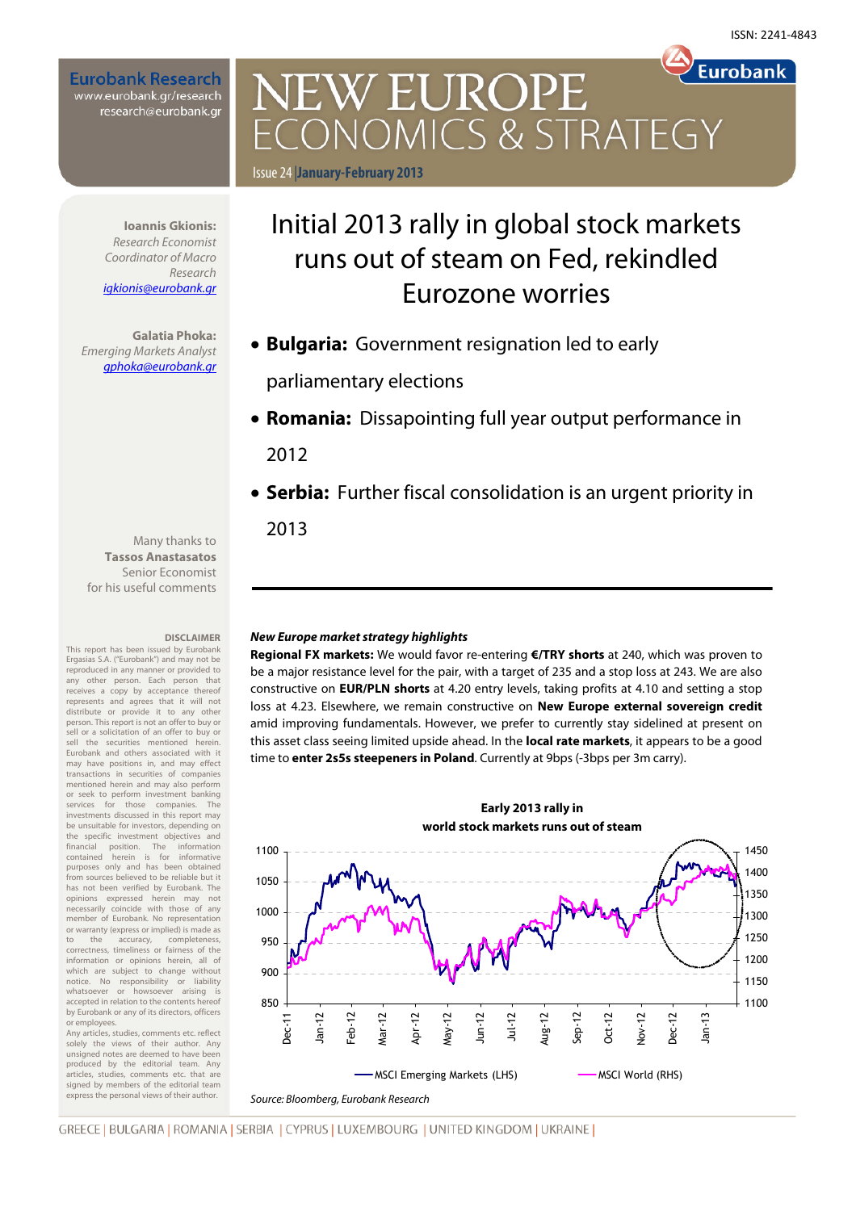ISSN: 2241-4843

**Eurobank Research**
www.eurobank.gr/research
research@eurobank.gr

# NEW EUROPE ECONOMICS & STRATEGY

Issue 24 | **January-February 2013**

**Ioannis Gkionis:**
*Research Economist*
*Coordinator of Macro Research*
*igkionis@eurobank.gr*

**Galatia Phoka:**
*Emerging Markets Analyst*
*gphoka@eurobank.gr*

Many thanks to
**Tassos Anastasatos**
Senior Economist
for his useful comments

## Initial 2013 rally in global stock markets runs out of steam on Fed, rekindled Eurozone worries

- **Bulgaria:** Government resignation led to early parliamentary elections
- **Romania:** Dissapointing full year output performance in 2012
- **Serbia:** Further fiscal consolidation is an urgent priority in 2013

***New Europe market strategy highlights***

**Regional FX markets:** We would favor re-entering **€/TRY shorts** at 240, which was proven to be a major resistance level for the pair, with a target of 235 and a stop loss at 243. We are also constructive on **EUR/PLN shorts** at 4.20 entry levels, taking profits at 4.10 and setting a stop loss at 4.23. Elsewhere, we remain constructive on **New Europe external sovereign credit** amid improving fundamentals. However, we prefer to currently stay sidelined at present on this asset class seeing limited upside ahead. In the **local rate markets**, it appears to be a good time to **enter 2s5s steepeners in Poland**. Currently at 9bps (-3bps per 3m carry).

**Early 2013 rally in world stock markets runs out of steam**

MSCI Emerging Markets (LHS) — MSCI World (RHS), Dec-11 to Jan-13

*Source: Bloomberg, Eurobank Research*

**DISCLAIMER**
This report has been issued by Eurobank Ergasias S.A. ("Eurobank") and may not be reproduced in any manner or provided to any other person. Each person that receives a copy by acceptance thereof represents and agrees that it will not distribute or provide it to any other person. This report is not an offer to buy or sell or a solicitation of an offer to buy or sell the securities mentioned herein. Eurobank and others associated with it may have positions in, and may effect transactions in securities of companies mentioned herein and may also perform or seek to perform investment banking services for those companies. The investments discussed in this report may be unsuitable for investors, depending on the specific investment objectives and financial position. The information contained herein is for informative purposes only and has been obtained from sources believed to be reliable but it has not been verified by Eurobank. The opinions expressed herein may not necessarily coincide with those of any member of Eurobank. No representation or warranty (express or implied) is made as to the accuracy, completeness, correctness, timeliness or fairness of the information or opinions herein, all of which are subject to change without notice. No responsibility or liability whatsoever or howsoever arising is accepted in relation to the contents hereof by Eurobank or any of its directors, officers or employees.
Any articles, studies, comments etc. reflect solely the views of their author. Any unsigned notes are deemed to have been produced by the editorial team. Any articles, studies, comments etc. that are signed by members of the editorial team express the personal views of their author.

GREECE | BULGARIA | ROMANIA | SERBIA | CYPRUS | LUXEMBOURG | UNITED KINGDOM | UKRAINE |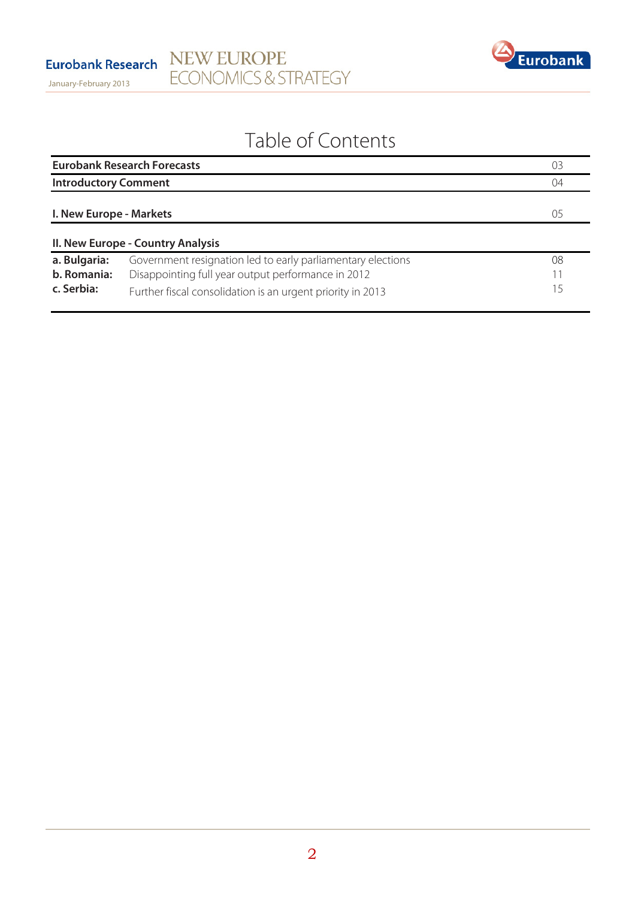# Table of Contents

| | | |
|---|---|---|
| **Eurobank Research Forecasts** | | 03 |
| **Introductory Comment** | | 04 |
| **I. New Europe - Markets** | | 05 |
| **II. New Europe - Country Analysis** | | |
| **a. Bulgaria:** | Government resignation led to early parliamentary elections | 08 |
| **b. Romania:** | Disappointing full year output performance in 2012 | 11 |
| **c. Serbia:** | Further fiscal consolidation is an urgent priority in 2013 | 15 |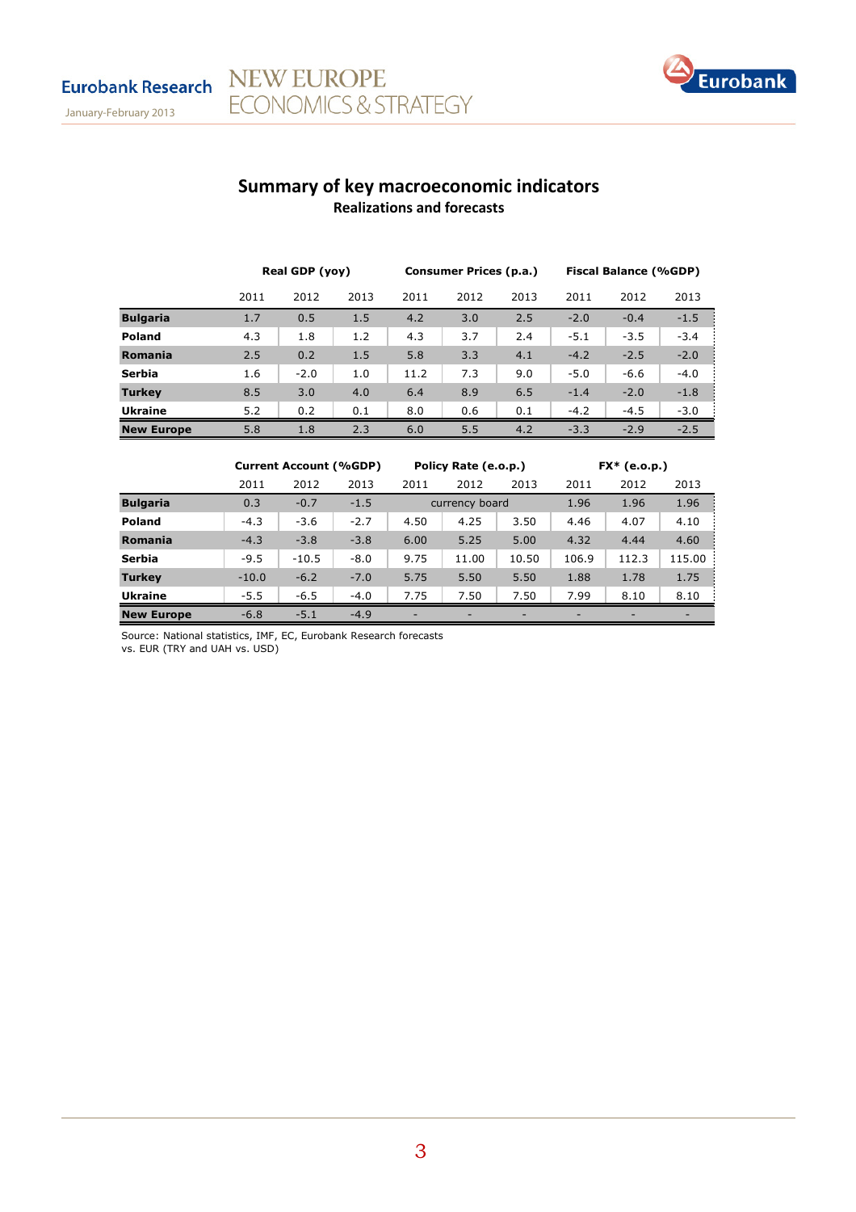## Summary of key macroeconomic indicators

### Realizations and forecasts

| | Real GDP (yoy) | | | Consumer Prices (p.a.) | | | Fiscal Balance (%GDP) | | |
|---|---|---|---|---|---|---|---|---|---|
| | 2011 | 2012 | 2013 | 2011 | 2012 | 2013 | 2011 | 2012 | 2013 |
| **Bulgaria** | 1.7 | 0.5 | 1.5 | 4.2 | 3.0 | 2.5 | -2.0 | -0.4 | -1.5 |
| **Poland** | 4.3 | 1.8 | 1.2 | 4.3 | 3.7 | 2.4 | -5.1 | -3.5 | -3.4 |
| **Romania** | 2.5 | 0.2 | 1.5 | 5.8 | 3.3 | 4.1 | -4.2 | -2.5 | -2.0 |
| **Serbia** | 1.6 | -2.0 | 1.0 | 11.2 | 7.3 | 9.0 | -5.0 | -6.6 | -4.0 |
| **Turkey** | 8.5 | 3.0 | 4.0 | 6.4 | 8.9 | 6.5 | -1.4 | -2.0 | -1.8 |
| **Ukraine** | 5.2 | 0.2 | 0.1 | 8.0 | 0.6 | 0.1 | -4.2 | -4.5 | -3.0 |
| **New Europe** | 5.8 | 1.8 | 2.3 | 6.0 | 5.5 | 4.2 | -3.3 | -2.9 | -2.5 |

| | Current Account (%GDP) | | | Policy Rate (e.o.p.) | | | FX* (e.o.p.) | | |
|---|---|---|---|---|---|---|---|---|---|
| | 2011 | 2012 | 2013 | 2011 | 2012 | 2013 | 2011 | 2012 | 2013 |
| **Bulgaria** | 0.3 | -0.7 | -1.5 | | currency board | | 1.96 | 1.96 | 1.96 |
| **Poland** | -4.3 | -3.6 | -2.7 | 4.50 | 4.25 | 3.50 | 4.46 | 4.07 | 4.10 |
| **Romania** | -4.3 | -3.8 | -3.8 | 6.00 | 5.25 | 5.00 | 4.32 | 4.44 | 4.60 |
| **Serbia** | -9.5 | -10.5 | -8.0 | 9.75 | 11.00 | 10.50 | 106.9 | 112.3 | 115.00 |
| **Turkey** | -10.0 | -6.2 | -7.0 | 5.75 | 5.50 | 5.50 | 1.88 | 1.78 | 1.75 |
| **Ukraine** | -5.5 | -6.5 | -4.0 | 7.75 | 7.50 | 7.50 | 7.99 | 8.10 | 8.10 |
| **New Europe** | -6.8 | -5.1 | -4.9 | - | - | - | - | - | - |

Source: National statistics, IMF, EC, Eurobank Research forecasts
vs. EUR (TRY and UAH vs. USD)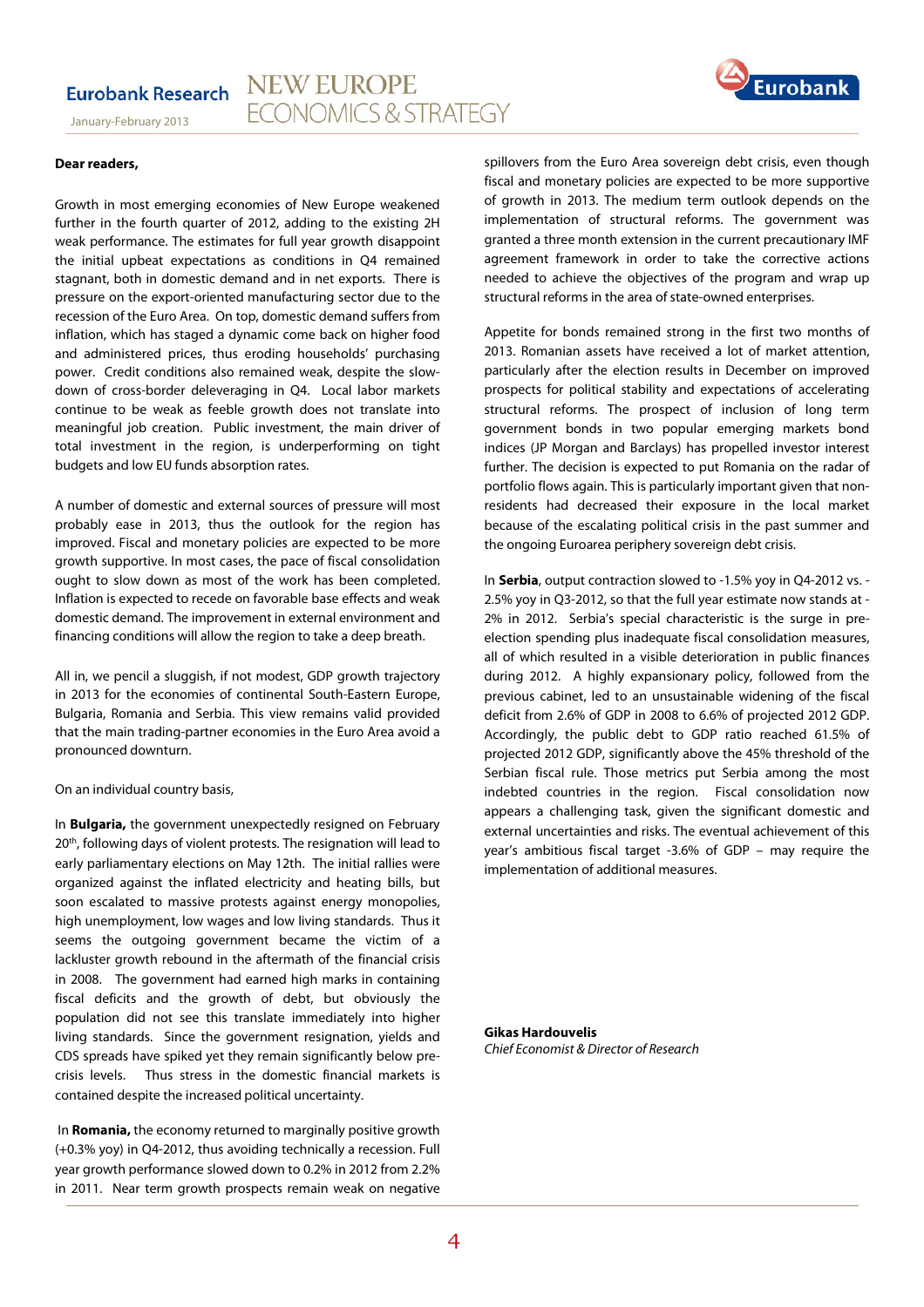**Dear readers,**

Growth in most emerging economies of New Europe weakened further in the fourth quarter of 2012, adding to the existing 2H weak performance. The estimates for full year growth disappoint the initial upbeat expectations as conditions in Q4 remained stagnant, both in domestic demand and in net exports. There is pressure on the export-oriented manufacturing sector due to the recession of the Euro Area. On top, domestic demand suffers from inflation, which has staged a dynamic come back on higher food and administered prices, thus eroding households' purchasing power. Credit conditions also remained weak, despite the slow-down of cross-border deleveraging in Q4. Local labor markets continue to be weak as feeble growth does not translate into meaningful job creation. Public investment, the main driver of total investment in the region, is underperforming on tight budgets and low EU funds absorption rates.

A number of domestic and external sources of pressure will most probably ease in 2013, thus the outlook for the region has improved. Fiscal and monetary policies are expected to be more growth supportive. In most cases, the pace of fiscal consolidation ought to slow down as most of the work has been completed. Inflation is expected to recede on favorable base effects and weak domestic demand. The improvement in external environment and financing conditions will allow the region to take a deep breath.

All in, we pencil a sluggish, if not modest, GDP growth trajectory in 2013 for the economies of continental South-Eastern Europe, Bulgaria, Romania and Serbia. This view remains valid provided that the main trading-partner economies in the Euro Area avoid a pronounced downturn.

On an individual country basis,

In **Bulgaria,** the government unexpectedly resigned on February 20th, following days of violent protests. The resignation will lead to early parliamentary elections on May 12th. The initial rallies were organized against the inflated electricity and heating bills, but soon escalated to massive protests against energy monopolies, high unemployment, low wages and low living standards. Thus it seems the outgoing government became the victim of a lackluster growth rebound in the aftermath of the financial crisis in 2008. The government had earned high marks in containing fiscal deficits and the growth of debt, but obviously the population did not see this translate immediately into higher living standards. Since the government resignation, yields and CDS spreads have spiked yet they remain significantly below pre-crisis levels. Thus stress in the domestic financial markets is contained despite the increased political uncertainty.

In **Romania,** the economy returned to marginally positive growth (+0.3% yoy) in Q4-2012, thus avoiding technically a recession. Full year growth performance slowed down to 0.2% in 2012 from 2.2% in 2011. Near term growth prospects remain weak on negative spillovers from the Euro Area sovereign debt crisis, even though fiscal and monetary policies are expected to be more supportive of growth in 2013. The medium term outlook depends on the implementation of structural reforms. The government was granted a three month extension in the current precautionary IMF agreement framework in order to take the corrective actions needed to achieve the objectives of the program and wrap up structural reforms in the area of state-owned enterprises.

Appetite for bonds remained strong in the first two months of 2013. Romanian assets have received a lot of market attention, particularly after the election results in December on improved prospects for political stability and expectations of accelerating structural reforms. The prospect of inclusion of long term government bonds in two popular emerging markets bond indices (JP Morgan and Barclays) has propelled investor interest further. The decision is expected to put Romania on the radar of portfolio flows again. This is particularly important given that non-residents had decreased their exposure in the local market because of the escalating political crisis in the past summer and the ongoing Euroarea periphery sovereign debt crisis.

In **Serbia**, output contraction slowed to -1.5% yoy in Q4-2012 vs. -2.5% yoy in Q3-2012, so that the full year estimate now stands at -2% in 2012. Serbia's special characteristic is the surge in pre-election spending plus inadequate fiscal consolidation measures, all of which resulted in a visible deterioration in public finances during 2012. A highly expansionary policy, followed from the previous cabinet, led to an unsustainable widening of the fiscal deficit from 2.6% of GDP in 2008 to 6.6% of projected 2012 GDP. Accordingly, the public debt to GDP ratio reached 61.5% of projected 2012 GDP, significantly above the 45% threshold of the Serbian fiscal rule. Those metrics put Serbia among the most indebted countries in the region. Fiscal consolidation now appears a challenging task, given the significant domestic and external uncertainties and risks. The eventual achievement of this year's ambitious fiscal target -3.6% of GDP – may require the implementation of additional measures.

**Gikas Hardouvelis**
*Chief Economist & Director of Research*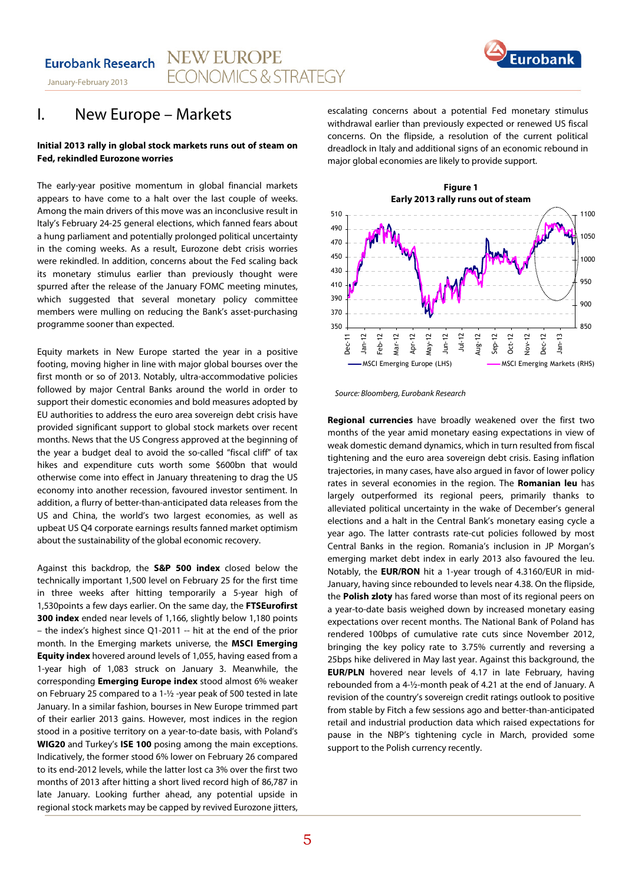# I. New Europe – Markets

**Initial 2013 rally in global stock markets runs out of steam on Fed, rekindled Eurozone worries**

The early-year positive momentum in global financial markets appears to have come to a halt over the last couple of weeks. Among the main drivers of this move was an inconclusive result in Italy's February 24-25 general elections, which fanned fears about a hung parliament and potentially prolonged political uncertainty in the coming weeks. As a result, Eurozone debt crisis worries were rekindled. In addition, concerns about the Fed scaling back its monetary stimulus earlier than previously thought were spurred after the release of the January FOMC meeting minutes, which suggested that several monetary policy committee members were mulling on reducing the Bank's asset-purchasing programme sooner than expected.

Equity markets in New Europe started the year in a positive footing, moving higher in line with major global bourses over the first month or so of 2013. Notably, ultra-accommodative policies followed by major Central Banks around the world in order to support their domestic economies and bold measures adopted by EU authorities to address the euro area sovereign debt crisis have provided significant support to global stock markets over recent months. News that the US Congress approved at the beginning of the year a budget deal to avoid the so-called "fiscal cliff" of tax hikes and expenditure cuts worth some $600bn that would otherwise come into effect in January threatening to drag the US economy into another recession, favoured investor sentiment. In addition, a flurry of better-than-anticipated data releases from the US and China, the world's two largest economies, as well as upbeat US Q4 corporate earnings results fanned market optimism about the sustainability of the global economic recovery.

Against this backdrop, the **S&P 500 index** closed below the technically important 1,500 level on February 25 for the first time in three weeks after hitting temporarily a 5-year high of 1,530points a few days earlier. On the same day, the **FTSEurofirst 300 index** ended near levels of 1,166, slightly below 1,180 points – the index's highest since Q1-2011 -- hit at the end of the prior month. In the Emerging markets universe, the **MSCI Emerging Equity index** hovered around levels of 1,055, having eased from a 1-year high of 1,083 struck on January 3. Meanwhile, the corresponding **Emerging Europe index** stood almost 6% weaker on February 25 compared to a 1-½ -year peak of 500 tested in late January. In a similar fashion, bourses in New Europe trimmed part of their earlier 2013 gains. However, most indices in the region stood in a positive territory on a year-to-date basis, with Poland's **WIG20** and Turkey's **ISE 100** posing among the main exceptions. Indicatively, the former stood 6% lower on February 26 compared to its end-2012 levels, while the latter lost ca 3% over the first two months of 2013 after hitting a short lived record high of 86,787 in late January. Looking further ahead, any potential upside in regional stock markets may be capped by revived Eurozone jitters, escalating concerns about a potential Fed monetary stimulus withdrawal earlier than previously expected or renewed US fiscal concerns. On the flipside, a resolution of the current political dreadlock in Italy and additional signs of an economic rebound in major global economies are likely to provide support.

**Figure 1**
**Early 2013 rally runs out of steam**

Source: Bloomberg, Eurobank Research

**Regional currencies** have broadly weakened over the first two months of the year amid monetary easing expectations in view of weak domestic demand dynamics, which in turn resulted from fiscal tightening and the euro area sovereign debt crisis. Easing inflation trajectories, in many cases, have also argued in favor of lower policy rates in several economies in the region. The **Romanian leu** has largely outperformed its regional peers, primarily thanks to alleviated political uncertainty in the wake of December's general elections and a halt in the Central Bank's monetary easing cycle a year ago. The latter contrasts rate-cut policies followed by most Central Banks in the region. Romania's inclusion in JP Morgan's emerging market debt index in early 2013 also favoured the leu. Notably, the **EUR/RON** hit a 1-year trough of 4.3160/EUR in mid-January, having since rebounded to levels near 4.38. On the flipside, the **Polish zloty** has fared worse than most of its regional peers on a year-to-date basis weighed down by increased monetary easing expectations over recent months. The National Bank of Poland has rendered 100bps of cumulative rate cuts since November 2012, bringing the key policy rate to 3.75% currently and reversing a 25bps hike delivered in May last year. Against this background, the **EUR/PLN** hovered near levels of 4.17 in late February, having rebounded from a 4-½-month peak of 4.21 at the end of January. A revision of the country's sovereign credit ratings outlook to positive from stable by Fitch a few sessions ago and better-than-anticipated retail and industrial production data which raised expectations for pause in the NBP's tightening cycle in March, provided some support to the Polish currency recently.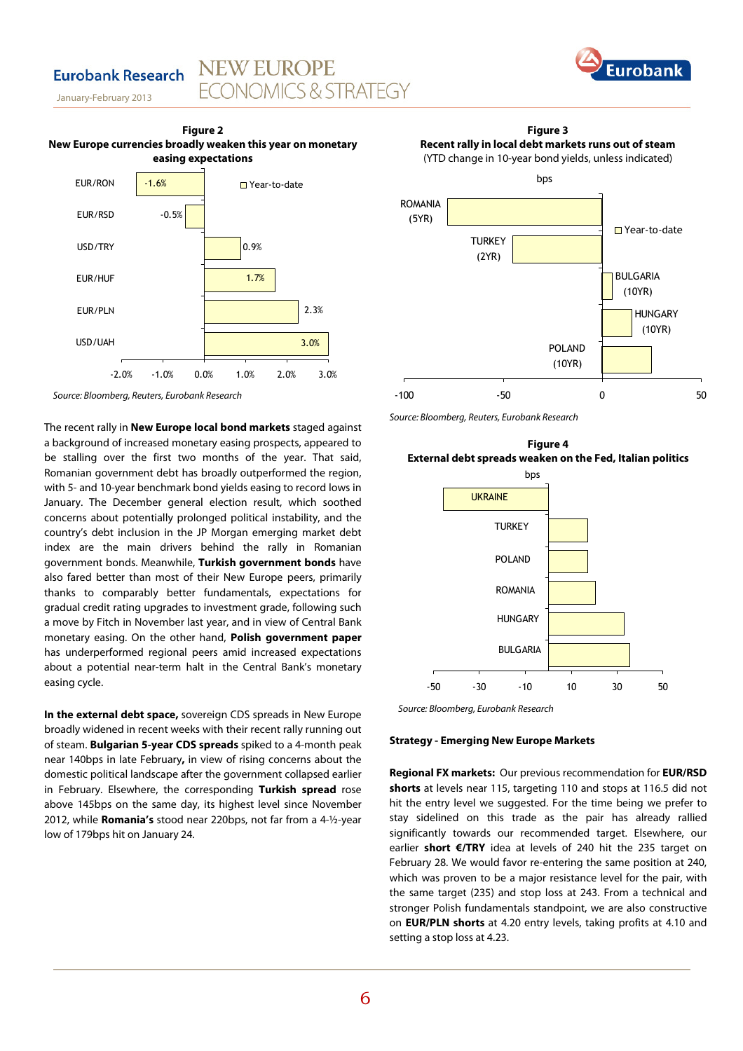**Figure 2**
**New Europe currencies broadly weaken this year on monetary easing expectations**

| | Year-to-date |
|---|---|
| EUR/RON | -1.6% |
| EUR/RSD | -0.5% |
| USD/TRY | 0.9% |
| EUR/HUF | 1.7% |
| EUR/PLN | 2.3% |
| USD/UAH | 3.0% |

*Source: Bloomberg, Reuters, Eurobank Research*

**Figure 3**
**Recent rally in local debt markets runs out of steam**
(YTD change in 10-year bond yields, unless indicated)

*Source: Bloomberg, Reuters, Eurobank Research*

**Figure 4**
**External debt spreads weaken on the Fed, Italian politics**

*Source: Bloomberg, Eurobank Research*

The recent rally in **New Europe local bond markets** staged against a background of increased monetary easing prospects, appeared to be stalling over the first two months of the year. That said, Romanian government debt has broadly outperformed the region, with 5- and 10-year benchmark bond yields easing to record lows in January. The December general election result, which soothed concerns about potentially prolonged political instability, and the country's debt inclusion in the JP Morgan emerging market debt index are the main drivers behind the rally in Romanian government bonds. Meanwhile, **Turkish government bonds** have also fared better than most of their New Europe peers, primarily thanks to comparably better fundamentals, expectations for gradual credit rating upgrades to investment grade, following such a move by Fitch in November last year, and in view of Central Bank monetary easing. On the other hand, **Polish government paper** has underperformed regional peers amid increased expectations about a potential near-term halt in the Central Bank's monetary easing cycle.

**In the external debt space,** sovereign CDS spreads in New Europe broadly widened in recent weeks with their recent rally running out of steam. **Bulgarian 5-year CDS spreads** spiked to a 4-month peak near 140bps in late February**,** in view of rising concerns about the domestic political landscape after the government collapsed earlier in February. Elsewhere, the corresponding **Turkish spread** rose above 145bps on the same day, its highest level since November 2012, while **Romania's** stood near 220bps, not far from a 4-½-year low of 179bps hit on January 24.

**Strategy - Emerging New Europe Markets**

**Regional FX markets:** Our previous recommendation for **EUR/RSD shorts** at levels near 115, targeting 110 and stops at 116.5 did not hit the entry level we suggested. For the time being we prefer to stay sidelined on this trade as the pair has already rallied significantly towards our recommended target. Elsewhere, our earlier **short €/TRY** idea at levels of 240 hit the 235 target on February 28. We would favor re-entering the same position at 240, which was proven to be a major resistance level for the pair, with the same target (235) and stop loss at 243. From a technical and stronger Polish fundamentals standpoint, we are also constructive on **EUR/PLN shorts** at 4.20 entry levels, taking profits at 4.10 and setting a stop loss at 4.23.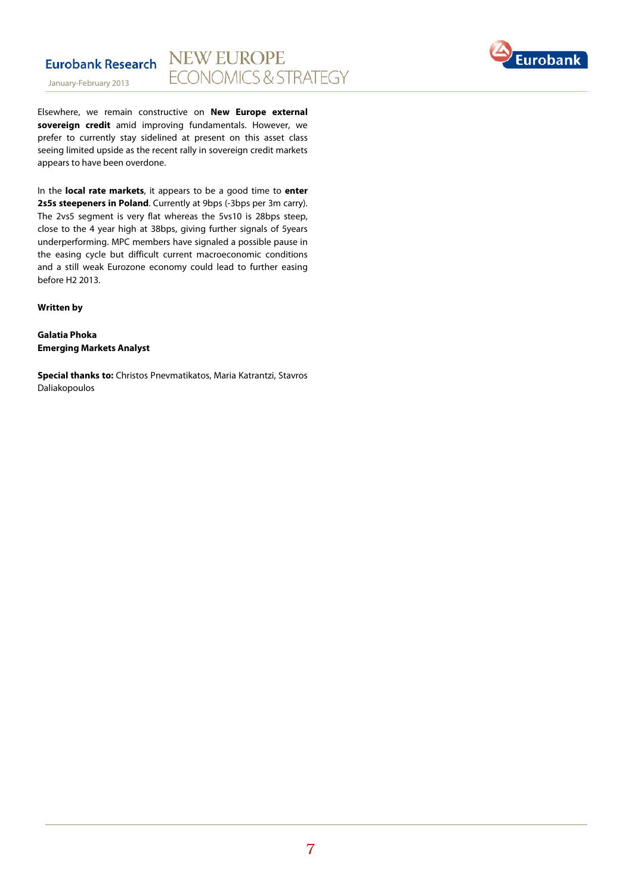Elsewhere, we remain constructive on **New Europe external sovereign credit** amid improving fundamentals. However, we prefer to currently stay sidelined at present on this asset class seeing limited upside as the recent rally in sovereign credit markets appears to have been overdone.

In the **local rate markets**, it appears to be a good time to **enter 2s5s steepeners in Poland**. Currently at 9bps (-3bps per 3m carry). The 2vs5 segment is very flat whereas the 5vs10 is 28bps steep, close to the 4 year high at 38bps, giving further signals of 5years underperforming. MPC members have signaled a possible pause in the easing cycle but difficult current macroeconomic conditions and a still weak Eurozone economy could lead to further easing before H2 2013.

**Written by**

**Galatia Phoka**
**Emerging Markets Analyst**

**Special thanks to:** Christos Pnevmatikatos, Maria Katrantzi, Stavros Daliakopoulos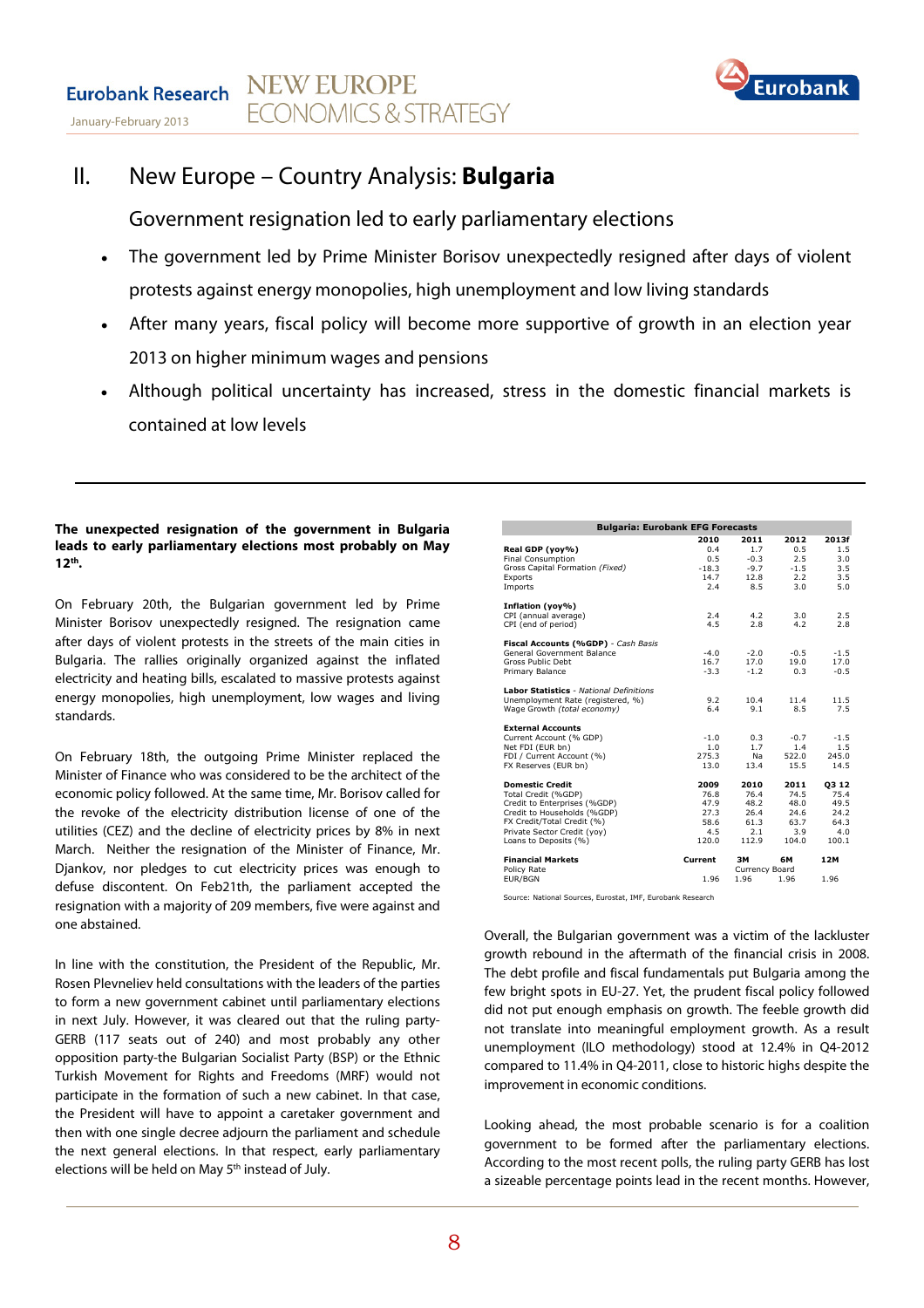# II. New Europe – Country Analysis: **Bulgaria**

## Government resignation led to early parliamentary elections

- The government led by Prime Minister Borisov unexpectedly resigned after days of violent protests against energy monopolies, high unemployment and low living standards
- After many years, fiscal policy will become more supportive of growth in an election year 2013 on higher minimum wages and pensions
- Although political uncertainty has increased, stress in the domestic financial markets is contained at low levels

---

**The unexpected resignation of the government in Bulgaria leads to early parliamentary elections most probably on May 12th.**

On February 20th, the Bulgarian government led by Prime Minister Borisov unexpectedly resigned. The resignation came after days of violent protests in the streets of the main cities in Bulgaria. The rallies originally organized against the inflated electricity and heating bills, escalated to massive protests against energy monopolies, high unemployment, low wages and living standards.

On February 18th, the outgoing Prime Minister replaced the Minister of Finance who was considered to be the architect of the economic policy followed. At the same time, Mr. Borisov called for the revoke of the electricity distribution license of one of the utilities (CEZ) and the decline of electricity prices by 8% in next March. Neither the resignation of the Minister of Finance, Mr. Djankov, nor pledges to cut electricity prices was enough to defuse discontent. On Feb21th, the parliament accepted the resignation with a majority of 209 members, five were against and one abstained.

In line with the constitution, the President of the Republic, Mr. Rosen Plevneliev held consultations with the leaders of the parties to form a new government cabinet until parliamentary elections in next July. However, it was cleared out that the ruling party-GERB (117 seats out of 240) and most probably any other opposition party-the Bulgarian Socialist Party (BSP) or the Ethnic Turkish Movement for Rights and Freedoms (MRF) would not participate in the formation of such a new cabinet. In that case, the President will have to appoint a caretaker government and then with one single decree adjourn the parliament and schedule the next general elections. In that respect, early parliamentary elections will be held on May 5th instead of July.

| **Bulgaria: Eurobank EFG Forecasts** | | | | |
|---|---|---|---|---|
| | **2010** | **2011** | **2012** | **2013f** |
| **Real GDP (yoy%)** | 0.4 | 1.7 | 0.5 | 1.5 |
| Final Consumption | 0.5 | -0.3 | 2.5 | 3.0 |
| Gross Capital Formation *(Fixed)* | -18.3 | -9.7 | -1.5 | 3.5 |
| Exports | 14.7 | 12.8 | 2.2 | 3.5 |
| Imports | 2.4 | 8.5 | 3.0 | 5.0 |
| **Inflation (yoy%)** | | | | |
| CPI (annual average) | 2.4 | 4.2 | 3.0 | 2.5 |
| CPI (end of period) | 4.5 | 2.8 | 4.2 | 2.8 |
| **Fiscal Accounts (%GDP)** - *Cash Basis* | | | | |
| General Government Balance | -4.0 | -2.0 | -0.5 | -1.5 |
| Gross Public Debt | 16.7 | 17.0 | 19.0 | 17.0 |
| Primary Balance | -3.3 | -1.2 | 0.3 | -0.5 |
| **Labor Statistics** - *National Definitions* | | | | |
| Unemployment Rate (registered, %) | 9.2 | 10.4 | 11.4 | 11.5 |
| Wage Growth *(total economy)* | 6.4 | 9.1 | 8.5 | 7.5 |
| **External Accounts** | | | | |
| Current Account (% GDP) | -1.0 | 0.3 | -0.7 | -1.5 |
| Net FDI (EUR bn) | 1.0 | 1.7 | 1.4 | 1.5 |
| FDI / Current Account (%) | 275.3 | Na | 522.0 | 245.0 |
| FX Reserves (EUR bn) | 13.0 | 13.4 | 15.5 | 14.5 |
| **Domestic Credit** | **2009** | **2010** | **2011** | **Q3 12** |
| Total Credit (%GDP) | 76.8 | 76.4 | 74.5 | 75.4 |
| Credit to Enterprises (%GDP) | 47.9 | 48.2 | 48.0 | 49.5 |
| Credit to Households (%GDP) | 27.3 | 26.4 | 24.6 | 24.2 |
| FX Credit/Total Credit (%) | 58.6 | 61.3 | 63.7 | 64.3 |
| Private Sector Credit (yoy) | 4.5 | 2.1 | 3.9 | 4.0 |
| Loans to Deposits (%) | 120.0 | 112.9 | 104.0 | 100.1 |
| **Financial Markets** | **Current** | **3M** | **6M** | **12M** |
| Policy Rate | | Currency Board | | |
| EUR/BGN | 1.96 | 1.96 | 1.96 | 1.96 |

Source: National Sources, Eurostat, IMF, Eurobank Research

Overall, the Bulgarian government was a victim of the lackluster growth rebound in the aftermath of the financial crisis in 2008. The debt profile and fiscal fundamentals put Bulgaria among the few bright spots in EU-27. Yet, the prudent fiscal policy followed did not put enough emphasis on growth. The feeble growth did not translate into meaningful employment growth. As a result unemployment (ILO methodology) stood at 12.4% in Q4-2012 compared to 11.4% in Q4-2011, close to historic highs despite the improvement in economic conditions.

Looking ahead, the most probable scenario is for a coalition government to be formed after the parliamentary elections. According to the most recent polls, the ruling party GERB has lost a sizeable percentage points lead in the recent months. However,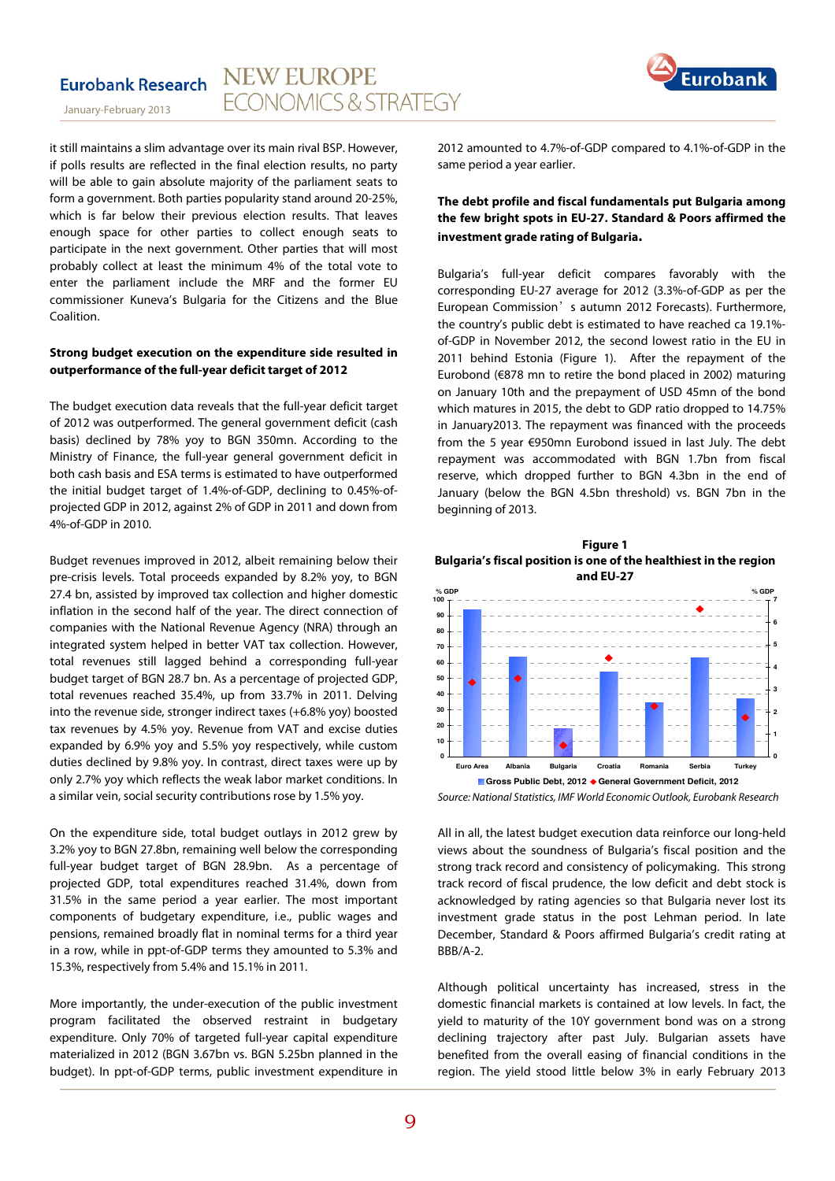it still maintains a slim advantage over its main rival BSP. However, if polls results are reflected in the final election results, no party will be able to gain absolute majority of the parliament seats to form a government. Both parties popularity stand around 20-25%, which is far below their previous election results. That leaves enough space for other parties to collect enough seats to participate in the next government. Other parties that will most probably collect at least the minimum 4% of the total vote to enter the parliament include the MRF and the former EU commissioner Kuneva's Bulgaria for the Citizens and the Blue Coalition.

**Strong budget execution on the expenditure side resulted in outperformance of the full-year deficit target of 2012**

The budget execution data reveals that the full-year deficit target of 2012 was outperformed. The general government deficit (cash basis) declined by 78% yoy to BGN 350mn. According to the Ministry of Finance, the full-year general government deficit in both cash basis and ESA terms is estimated to have outperformed the initial budget target of 1.4%-of-GDP, declining to 0.45%-of-projected GDP in 2012, against 2% of GDP in 2011 and down from 4%-of-GDP in 2010.

Budget revenues improved in 2012, albeit remaining below their pre-crisis levels. Total proceeds expanded by 8.2% yoy, to BGN 27.4 bn, assisted by improved tax collection and higher domestic inflation in the second half of the year. The direct connection of companies with the National Revenue Agency (NRA) through an integrated system helped in better VAT tax collection. However, total revenues still lagged behind a corresponding full-year budget target of BGN 28.7 bn. As a percentage of projected GDP, total revenues reached 35.4%, up from 33.7% in 2011. Delving into the revenue side, stronger indirect taxes (+6.8% yoy) boosted tax revenues by 4.5% yoy. Revenue from VAT and excise duties expanded by 6.9% yoy and 5.5% yoy respectively, while custom duties declined by 9.8% yoy. In contrast, direct taxes were up by only 2.7% yoy which reflects the weak labor market conditions. In a similar vein, social security contributions rose by 1.5% yoy.

On the expenditure side, total budget outlays in 2012 grew by 3.2% yoy to BGN 27.8bn, remaining well below the corresponding full-year budget target of BGN 28.9bn. As a percentage of projected GDP, total expenditures reached 31.4%, down from 31.5% in the same period a year earlier. The most important components of budgetary expenditure, i.e., public wages and pensions, remained broadly flat in nominal terms for a third year in a row, while in ppt-of-GDP terms they amounted to 5.3% and 15.3%, respectively from 5.4% and 15.1% in 2011.

More importantly, the under-execution of the public investment program facilitated the observed restraint in budgetary expenditure. Only 70% of targeted full-year capital expenditure materialized in 2012 (BGN 3.67bn vs. BGN 5.25bn planned in the budget). In ppt-of-GDP terms, public investment expenditure in 2012 amounted to 4.7%-of-GDP compared to 4.1%-of-GDP in the same period a year earlier.

**The debt profile and fiscal fundamentals put Bulgaria among the few bright spots in EU-27. Standard & Poors affirmed the investment grade rating of Bulgaria.**

Bulgaria's full-year deficit compares favorably with the corresponding EU-27 average for 2012 (3.3%-of-GDP as per the European Commission's autumn 2012 Forecasts). Furthermore, the country's public debt is estimated to have reached ca 19.1%-of-GDP in November 2012, the second lowest ratio in the EU in 2011 behind Estonia (Figure 1). After the repayment of the Eurobond (€878 mn to retire the bond placed in 2002) maturing on January 10th and the prepayment of USD 45mn of the bond which matures in 2015, the debt to GDP ratio dropped to 14.75% in January2013. The repayment was financed with the proceeds from the 5 year €950mn Eurobond issued in last July. The debt repayment was accommodated with BGN 1.7bn from fiscal reserve, which dropped further to BGN 4.3bn in the end of January (below the BGN 4.5bn threshold) vs. BGN 7bn in the beginning of 2013.

**Figure 1**
**Bulgaria's fiscal position is one of the healthiest in the region and EU-27**

| | Gross Public Debt, 2012 (% GDP, left axis) | General Government Deficit, 2012 (% GDP, right axis) |
|---|---|---|
| Euro Area | ~93 | ~3.3 |
| Albania | ~64 | ~3.5 |
| Bulgaria | ~18 | ~0.5 |
| Croatia | ~54 | ~4.5 |
| Romania | ~35 | ~2.3 |
| Serbia | ~64 | ~6.5 |
| Turkey | ~37 | ~1.7 |

*Source: National Statistics, IMF World Economic Outlook, Eurobank Research*

All in all, the latest budget execution data reinforce our long-held views about the soundness of Bulgaria's fiscal position and the strong track record and consistency of policymaking. This strong track record of fiscal prudence, the low deficit and debt stock is acknowledged by rating agencies so that Bulgaria never lost its investment grade status in the post Lehman period. In late December, Standard & Poors affirmed Bulgaria's credit rating at BBB/A-2.

Although political uncertainty has increased, stress in the domestic financial markets is contained at low levels. In fact, the yield to maturity of the 10Y government bond was on a strong declining trajectory after past July. Bulgarian assets have benefited from the overall easing of financial conditions in the region. The yield stood little below 3% in early February 2013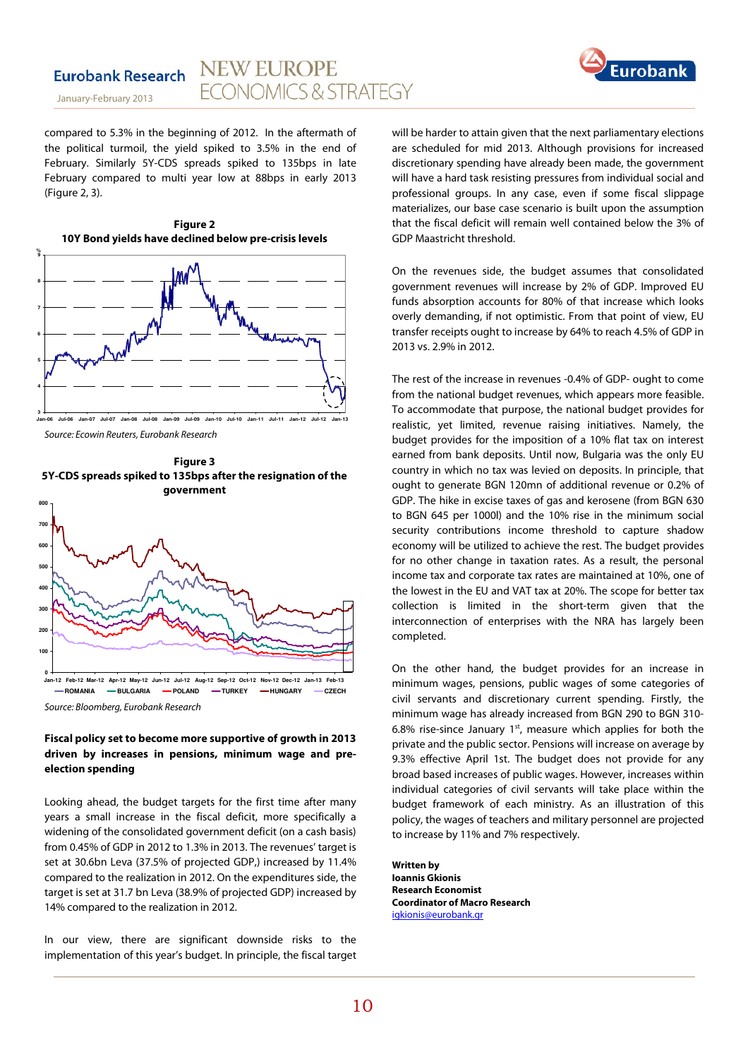compared to 5.3% in the beginning of 2012. In the aftermath of the political turmoil, the yield spiked to 3.5% in the end of February. Similarly 5Y-CDS spreads spiked to 135bps in late February compared to multi year low at 88bps in early 2013 (Figure 2, 3).

**Figure 2**
**10Y Bond yields have declined below pre-crisis levels**

*Source: Ecowin Reuters, Eurobank Research*

**Figure 3**
**5Y-CDS spreads spiked to 135bps after the resignation of the government**

*Source: Bloomberg, Eurobank Research*

**Fiscal policy set to become more supportive of growth in 2013 driven by increases in pensions, minimum wage and pre-election spending**

Looking ahead, the budget targets for the first time after many years a small increase in the fiscal deficit, more specifically a widening of the consolidated government deficit (on a cash basis) from 0.45% of GDP in 2012 to 1.3% in 2013. The revenues' target is set at 30.6bn Leva (37.5% of projected GDP,) increased by 11.4% compared to the realization in 2012. On the expenditures side, the target is set at 31.7 bn Leva (38.9% of projected GDP) increased by 14% compared to the realization in 2012.

In our view, there are significant downside risks to the implementation of this year's budget. In principle, the fiscal target will be harder to attain given that the next parliamentary elections are scheduled for mid 2013. Although provisions for increased discretionary spending have already been made, the government will have a hard task resisting pressures from individual social and professional groups. In any case, even if some fiscal slippage materializes, our base case scenario is built upon the assumption that the fiscal deficit will remain well contained below the 3% of GDP Maastricht threshold.

On the revenues side, the budget assumes that consolidated government revenues will increase by 2% of GDP. Improved EU funds absorption accounts for 80% of that increase which looks overly demanding, if not optimistic. From that point of view, EU transfer receipts ought to increase by 64% to reach 4.5% of GDP in 2013 vs. 2.9% in 2012.

The rest of the increase in revenues -0.4% of GDP- ought to come from the national budget revenues, which appears more feasible. To accommodate that purpose, the national budget provides for realistic, yet limited, revenue raising initiatives. Namely, the budget provides for the imposition of a 10% flat tax on interest earned from bank deposits. Until now, Bulgaria was the only EU country in which no tax was levied on deposits. In principle, that ought to generate BGN 120mn of additional revenue or 0.2% of GDP. The hike in excise taxes of gas and kerosene (from BGN 630 to BGN 645 per 1000l) and the 10% rise in the minimum social security contributions income threshold to capture shadow economy will be utilized to achieve the rest. The budget provides for no other change in taxation rates. As a result, the personal income tax and corporate tax rates are maintained at 10%, one of the lowest in the EU and VAT tax at 20%. The scope for better tax collection is limited in the short-term given that the interconnection of enterprises with the NRA has largely been completed.

On the other hand, the budget provides for an increase in minimum wages, pensions, public wages of some categories of civil servants and discretionary current spending. Firstly, the minimum wage has already increased from BGN 290 to BGN 310-6.8% rise-since January 1[st], measure which applies for both the private and the public sector. Pensions will increase on average by 9.3% effective April 1st. The budget does not provide for any broad based increases of public wages. However, increases within individual categories of civil servants will take place within the budget framework of each ministry. As an illustration of this policy, the wages of teachers and military personnel are projected to increase by 11% and 7% respectively.

**Written by**
**Ioannis Gkionis**
**Research Economist**
**Coordinator of Macro Research**
igkionis@eurobank.gr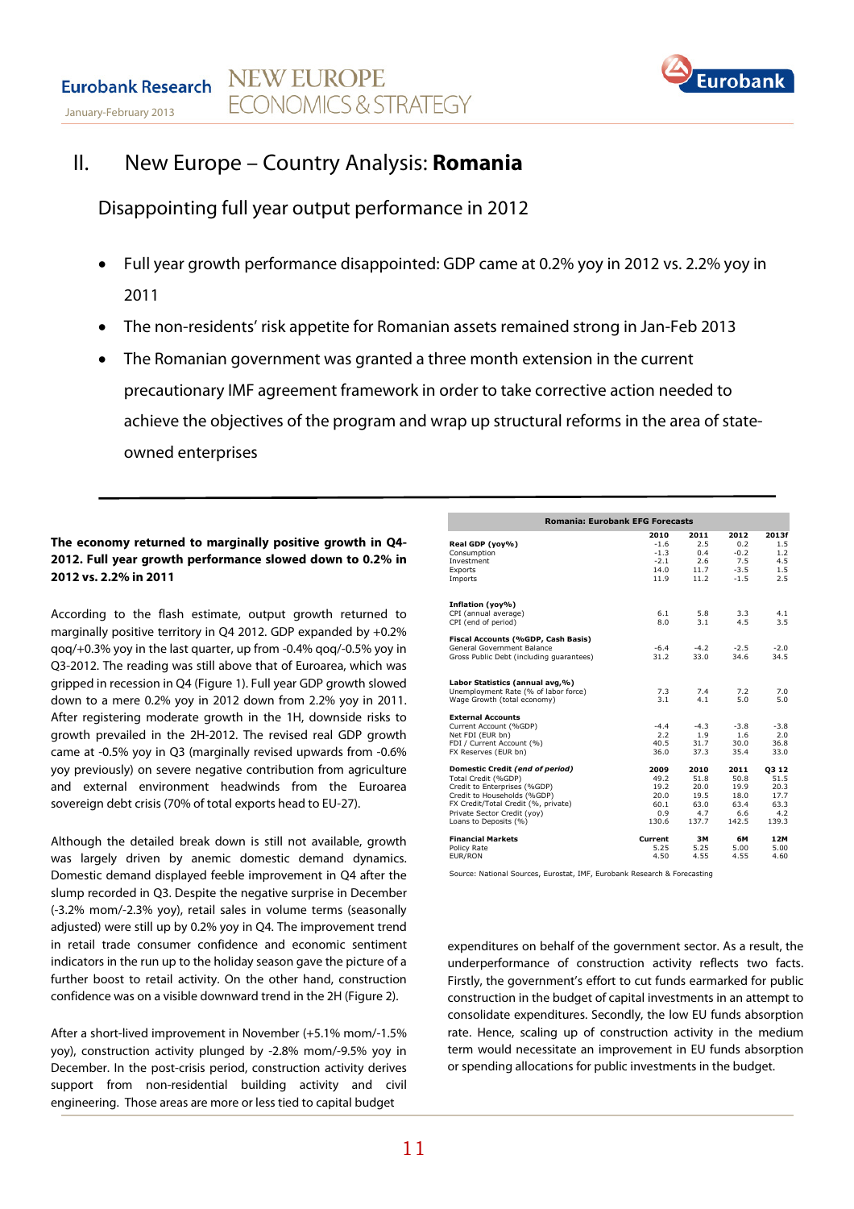## II. New Europe – Country Analysis: **Romania**

### Disappointing full year output performance in 2012

- Full year growth performance disappointed: GDP came at 0.2% yoy in 2012 vs. 2.2% yoy in 2011
- The non-residents' risk appetite for Romanian assets remained strong in Jan-Feb 2013
- The Romanian government was granted a three month extension in the current precautionary IMF agreement framework in order to take corrective action needed to achieve the objectives of the program and wrap up structural reforms in the area of state-owned enterprises

**The economy returned to marginally positive growth in Q4-2012. Full year growth performance slowed down to 0.2% in 2012 vs. 2.2% in 2011**

According to the flash estimate, output growth returned to marginally positive territory in Q4 2012. GDP expanded by +0.2% qoq/+0.3% yoy in the last quarter, up from -0.4% qoq/-0.5% yoy in Q3-2012. The reading was still above that of Euroarea, which was gripped in recession in Q4 (Figure 1). Full year GDP growth slowed down to a mere 0.2% yoy in 2012 down from 2.2% yoy in 2011. After registering moderate growth in the 1H, downside risks to growth prevailed in the 2H-2012. The revised real GDP growth came at -0.5% yoy in Q3 (marginally revised upwards from -0.6% yoy previously) on severe negative contribution from agriculture and external environment headwinds from the Euroarea sovereign debt crisis (70% of total exports head to EU-27).

Although the detailed break down is still not available, growth was largely driven by anemic domestic demand dynamics. Domestic demand displayed feeble improvement in Q4 after the slump recorded in Q3. Despite the negative surprise in December (-3.2% mom/-2.3% yoy), retail sales in volume terms (seasonally adjusted) were still up by 0.2% yoy in Q4. The improvement trend in retail trade consumer confidence and economic sentiment indicators in the run up to the holiday season gave the picture of a further boost to retail activity. On the other hand, construction confidence was on a visible downward trend in the 2H (Figure 2).

After a short-lived improvement in November (+5.1% mom/-1.5% yoy), construction activity plunged by -2.8% mom/-9.5% yoy in December. In the post-crisis period, construction activity derives support from non-residential building activity and civil engineering. Those areas are more or less tied to capital budget expenditures on behalf of the government sector. As a result, the underperformance of construction activity reflects two facts. Firstly, the government's effort to cut funds earmarked for public construction in the budget of capital investments in an attempt to consolidate expenditures. Secondly, the low EU funds absorption rate. Hence, scaling up of construction activity in the medium term would necessitate an improvement in EU funds absorption or spending allocations for public investments in the budget.

| Romania: Eurobank EFG Forecasts | | | | |
|---|---|---|---|---|
| | 2010 | 2011 | 2012 | 2013f |
| **Real GDP (yoy%)** | -1.6 | 2.5 | 0.2 | 1.5 |
| Consumption | -1.3 | 0.4 | -0.2 | 1.2 |
| Investment | -2.1 | 2.6 | 7.5 | 4.5 |
| Exports | 14.0 | 11.7 | -3.5 | 1.5 |
| Imports | 11.9 | 11.2 | -1.5 | 2.5 |
| **Inflation (yoy%)** | | | | |
| CPI (annual average) | 6.1 | 5.8 | 3.3 | 4.1 |
| CPI (end of period) | 8.0 | 3.1 | 4.5 | 3.5 |
| **Fiscal Accounts (%GDP, Cash Basis)** | | | | |
| General Government Balance | -6.4 | -4.2 | -2.5 | -2.0 |
| Gross Public Debt (including guarantees) | 31.2 | 33.0 | 34.6 | 34.5 |
| **Labor Statistics (annual avg,%)** | | | | |
| Unemployment Rate (% of labor force) | 7.3 | 7.4 | 7.2 | 7.0 |
| Wage Growth (total economy) | 3.1 | 4.1 | 5.0 | 5.0 |
| **External Accounts** | | | | |
| Current Account (%GDP) | -4.4 | -4.3 | -3.8 | -3.8 |
| Net FDI (EUR bn) | 2.2 | 1.9 | 1.6 | 2.0 |
| FDI / Current Account (%) | 40.5 | 31.7 | 30.0 | 36.8 |
| FX Reserves (EUR bn) | 36.0 | 37.3 | 35.4 | 33.0 |
| **Domestic Credit *(end of period)*** | **2009** | **2010** | **2011** | **Q3 12** |
| Total Credit (%GDP) | 49.2 | 51.8 | 50.8 | 51.5 |
| Credit to Enterprises (%GDP) | 19.2 | 20.0 | 19.9 | 20.3 |
| Credit to Households (%GDP) | 20.0 | 19.5 | 18.0 | 17.7 |
| FX Credit/Total Credit (%, private) | 60.1 | 63.0 | 63.4 | 63.3 |
| Private Sector Credit (yoy) | 0.9 | 4.7 | 6.6 | 4.2 |
| Loans to Deposits (%) | 130.6 | 137.7 | 142.5 | 139.3 |
| **Financial Markets** | **Current** | **3M** | **6M** | **12M** |
| Policy Rate | 5.25 | 5.25 | 5.00 | 5.00 |
| EUR/RON | 4.50 | 4.55 | 4.55 | 4.60 |

Source: National Sources, Eurostat, IMF, Eurobank Research & Forecasting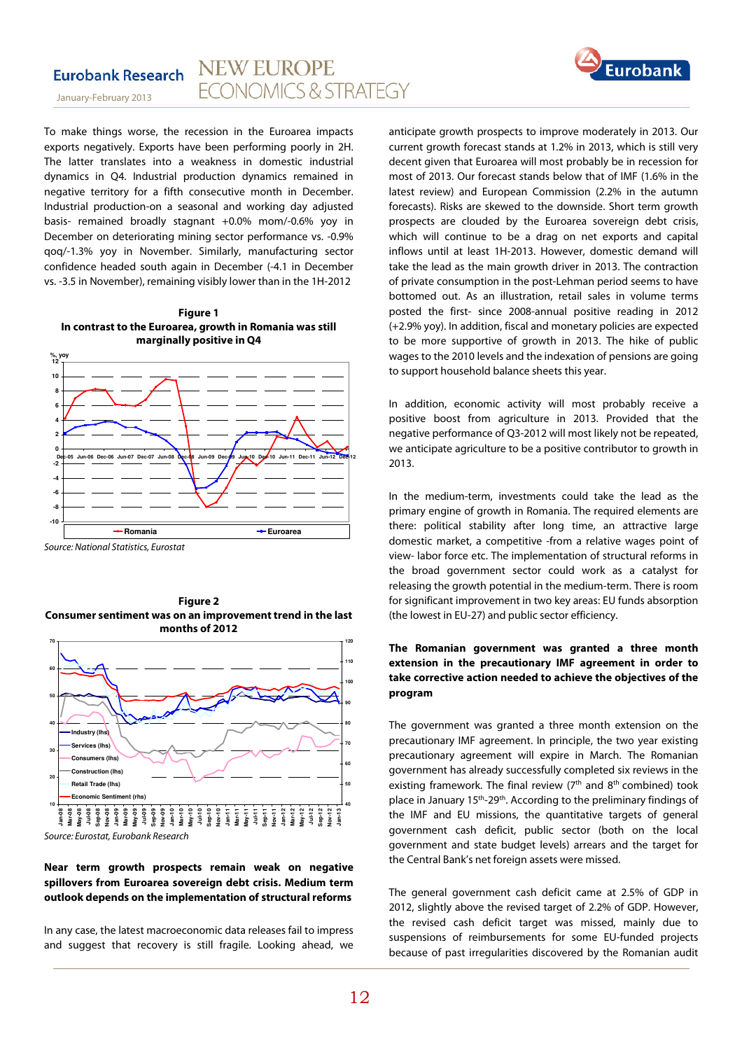To make things worse, the recession in the Euroarea impacts exports negatively. Exports have been performing poorly in 2H. The latter translates into a weakness in domestic industrial dynamics in Q4. Industrial production dynamics remained in negative territory for a fifth consecutive month in December. Industrial production-on a seasonal and working day adjusted basis- remained broadly stagnant +0.0% mom/-0.6% yoy in December on deteriorating mining sector performance vs. -0.9% qoq/-1.3% yoy in November. Similarly, manufacturing sector confidence headed south again in December (-4.1 in December vs. -3.5 in November), remaining visibly lower than in the 1H-2012

**Figure 1**
**In contrast to the Euroarea, growth in Romania was still marginally positive in Q4**

*Source: National Statistics, Eurostat*

**Figure 2**
**Consumer sentiment was on an improvement trend in the last months of 2012**

*Source: Eurostat, Eurobank Research*

**Near term growth prospects remain weak on negative spillovers from Euroarea sovereign debt crisis. Medium term outlook depends on the implementation of structural reforms**

In any case, the latest macroeconomic data releases fail to impress and suggest that recovery is still fragile. Looking ahead, we anticipate growth prospects to improve moderately in 2013. Our current growth forecast stands at 1.2% in 2013, which is still very decent given that Euroarea will most probably be in recession for most of 2013. Our forecast stands below that of IMF (1.6% in the latest review) and European Commission (2.2% in the autumn forecasts). Risks are skewed to the downside. Short term growth prospects are clouded by the Euroarea sovereign debt crisis, which will continue to be a drag on net exports and capital inflows until at least 1H-2013. However, domestic demand will take the lead as the main growth driver in 2013. The contraction of private consumption in the post-Lehman period seems to have bottomed out. As an illustration, retail sales in volume terms posted the first- since 2008-annual positive reading in 2012 (+2.9% yoy). In addition, fiscal and monetary policies are expected to be more supportive of growth in 2013. The hike of public wages to the 2010 levels and the indexation of pensions are going to support household balance sheets this year.

In addition, economic activity will most probably receive a positive boost from agriculture in 2013. Provided that the negative performance of Q3-2012 will most likely not be repeated, we anticipate agriculture to be a positive contributor to growth in 2013.

In the medium-term, investments could take the lead as the primary engine of growth in Romania. The required elements are there: political stability after long time, an attractive large domestic market, a competitive -from a relative wages point of view- labor force etc. The implementation of structural reforms in the broad government sector could work as a catalyst for releasing the growth potential in the medium-term. There is room for significant improvement in two key areas: EU funds absorption (the lowest in EU-27) and public sector efficiency.

**The Romanian government was granted a three month extension in the precautionary IMF agreement in order to take corrective action needed to achieve the objectives of the program**

The government was granted a three month extension on the precautionary IMF agreement. In principle, the two year existing precautionary agreement will expire in March. The Romanian government has already successfully completed six reviews in the existing framework. The final review (7th and 8th combined) took place in January 15th-29th. According to the preliminary findings of the IMF and EU missions, the quantitative targets of general government cash deficit, public sector (both on the local government and state budget levels) arrears and the target for the Central Bank's net foreign assets were missed.

The general government cash deficit came at 2.5% of GDP in 2012, slightly above the revised target of 2.2% of GDP. However, the revised cash deficit target was missed, mainly due to suspensions of reimbursements for some EU-funded projects because of past irregularities discovered by the Romanian audit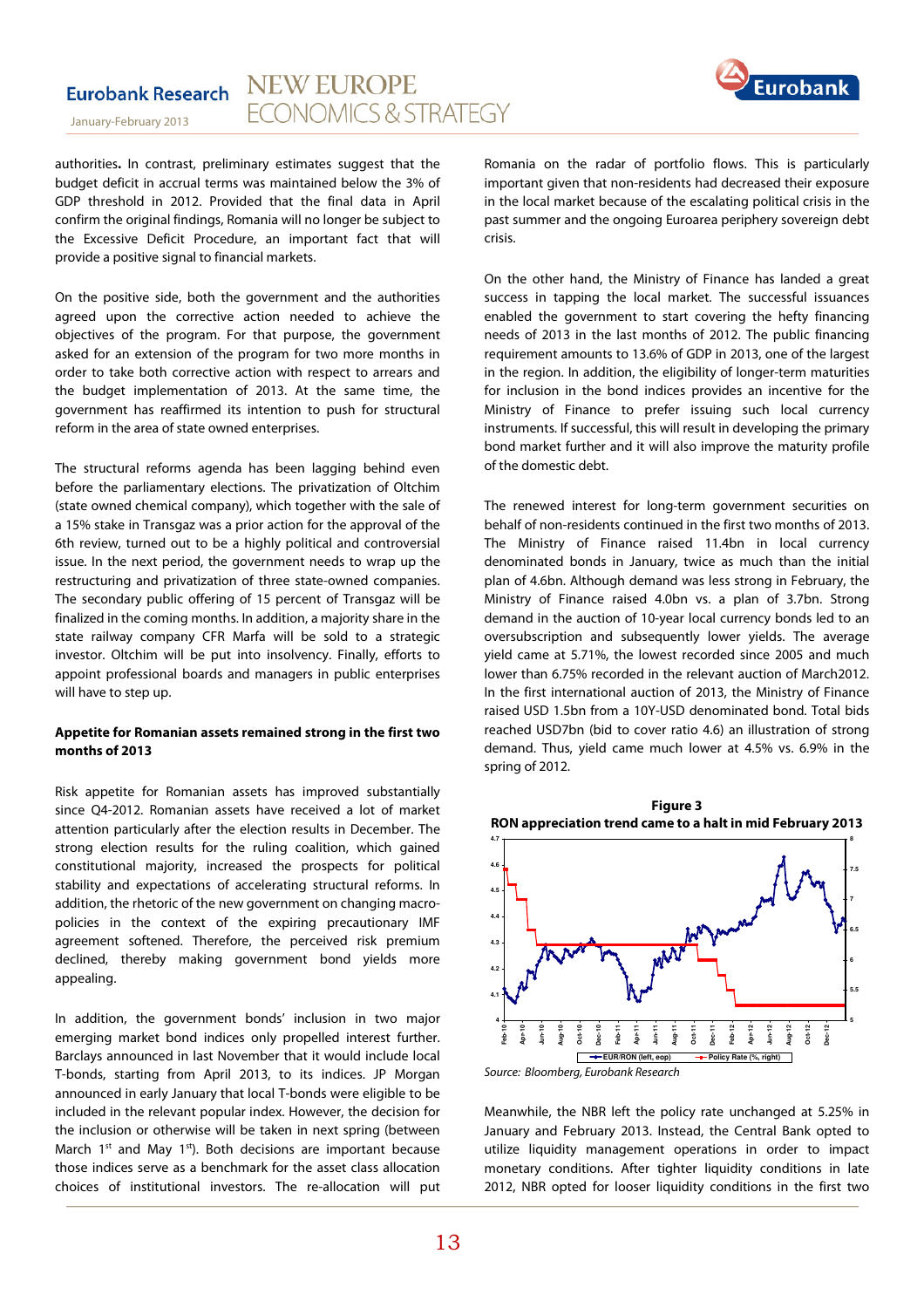authorities. In contrast, preliminary estimates suggest that the budget deficit in accrual terms was maintained below the 3% of GDP threshold in 2012. Provided that the final data in April confirm the original findings, Romania will no longer be subject to the Excessive Deficit Procedure, an important fact that will provide a positive signal to financial markets.

On the positive side, both the government and the authorities agreed upon the corrective action needed to achieve the objectives of the program. For that purpose, the government asked for an extension of the program for two more months in order to take both corrective action with respect to arrears and the budget implementation of 2013. At the same time, the government has reaffirmed its intention to push for structural reform in the area of state owned enterprises.

The structural reforms agenda has been lagging behind even before the parliamentary elections. The privatization of Oltchim (state owned chemical company), which together with the sale of a 15% stake in Transgaz was a prior action for the approval of the 6th review, turned out to be a highly political and controversial issue. In the next period, the government needs to wrap up the restructuring and privatization of three state-owned companies. The secondary public offering of 15 percent of Transgaz will be finalized in the coming months. In addition, a majority share in the state railway company CFR Marfa will be sold to a strategic investor. Oltchim will be put into insolvency. Finally, efforts to appoint professional boards and managers in public enterprises will have to step up.

**Appetite for Romanian assets remained strong in the first two months of 2013**

Risk appetite for Romanian assets has improved substantially since Q4-2012. Romanian assets have received a lot of market attention particularly after the election results in December. The strong election results for the ruling coalition, which gained constitutional majority, increased the prospects for political stability and expectations of accelerating structural reforms. In addition, the rhetoric of the new government on changing macro-policies in the context of the expiring precautionary IMF agreement softened. Therefore, the perceived risk premium declined, thereby making government bond yields more appealing.

In addition, the government bonds' inclusion in two major emerging market bond indices only propelled interest further. Barclays announced in last November that it would include local T-bonds, starting from April 2013, to its indices. JP Morgan announced in early January that local T-bonds were eligible to be included in the relevant popular index. However, the decision for the inclusion or otherwise will be taken in next spring (between March 1st and May 1st). Both decisions are important because those indices serve as a benchmark for the asset class allocation choices of institutional investors. The re-allocation will put Romania on the radar of portfolio flows. This is particularly important given that non-residents had decreased their exposure in the local market because of the escalating political crisis in the past summer and the ongoing Euroarea periphery sovereign debt crisis.

On the other hand, the Ministry of Finance has landed a great success in tapping the local market. The successful issuances enabled the government to start covering the hefty financing needs of 2013 in the last months of 2012. The public financing requirement amounts to 13.6% of GDP in 2013, one of the largest in the region. In addition, the eligibility of longer-term maturities for inclusion in the bond indices provides an incentive for the Ministry of Finance to prefer issuing such local currency instruments. If successful, this will result in developing the primary bond market further and it will also improve the maturity profile of the domestic debt.

The renewed interest for long-term government securities on behalf of non-residents continued in the first two months of 2013. The Ministry of Finance raised 11.4bn in local currency denominated bonds in January, twice as much than the initial plan of 4.6bn. Although demand was less strong in February, the Ministry of Finance raised 4.0bn vs. a plan of 3.7bn. Strong demand in the auction of 10-year local currency bonds led to an oversubscription and subsequently lower yields. The average yield came at 5.71%, the lowest recorded since 2005 and much lower than 6.75% recorded in the relevant auction of March2012. In the first international auction of 2013, the Ministry of Finance raised USD 1.5bn from a 10Y-USD denominated bond. Total bids reached USD7bn (bid to cover ratio 4.6) an illustration of strong demand. Thus, yield came much lower at 4.5% vs. 6.9% in the spring of 2012.

**Figure 3**
**RON appreciation trend came to a halt in mid February 2013**

Source: Bloomberg, Eurobank Research

Meanwhile, the NBR left the policy rate unchanged at 5.25% in January and February 2013. Instead, the Central Bank opted to utilize liquidity management operations in order to impact monetary conditions. After tighter liquidity conditions in late 2012, NBR opted for looser liquidity conditions in the first two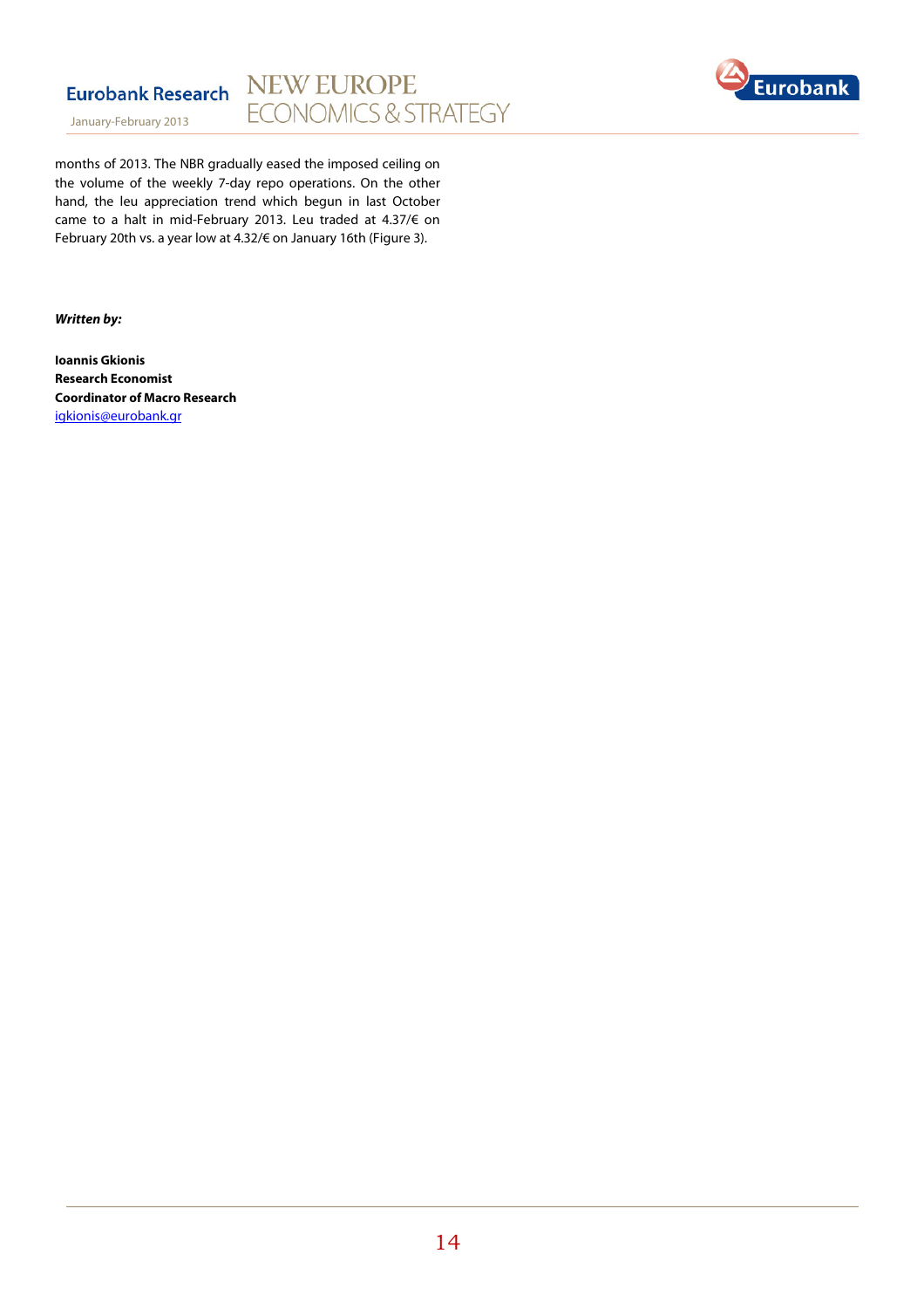months of 2013. The NBR gradually eased the imposed ceiling on the volume of the weekly 7-day repo operations. On the other hand, the leu appreciation trend which begun in last October came to a halt in mid-February 2013. Leu traded at 4.37/€ on February 20th vs. a year low at 4.32/€ on January 16th (Figure 3).

***Written by:***

**Ioannis Gkionis**
**Research Economist**
**Coordinator of Macro Research**
igkionis@eurobank.gr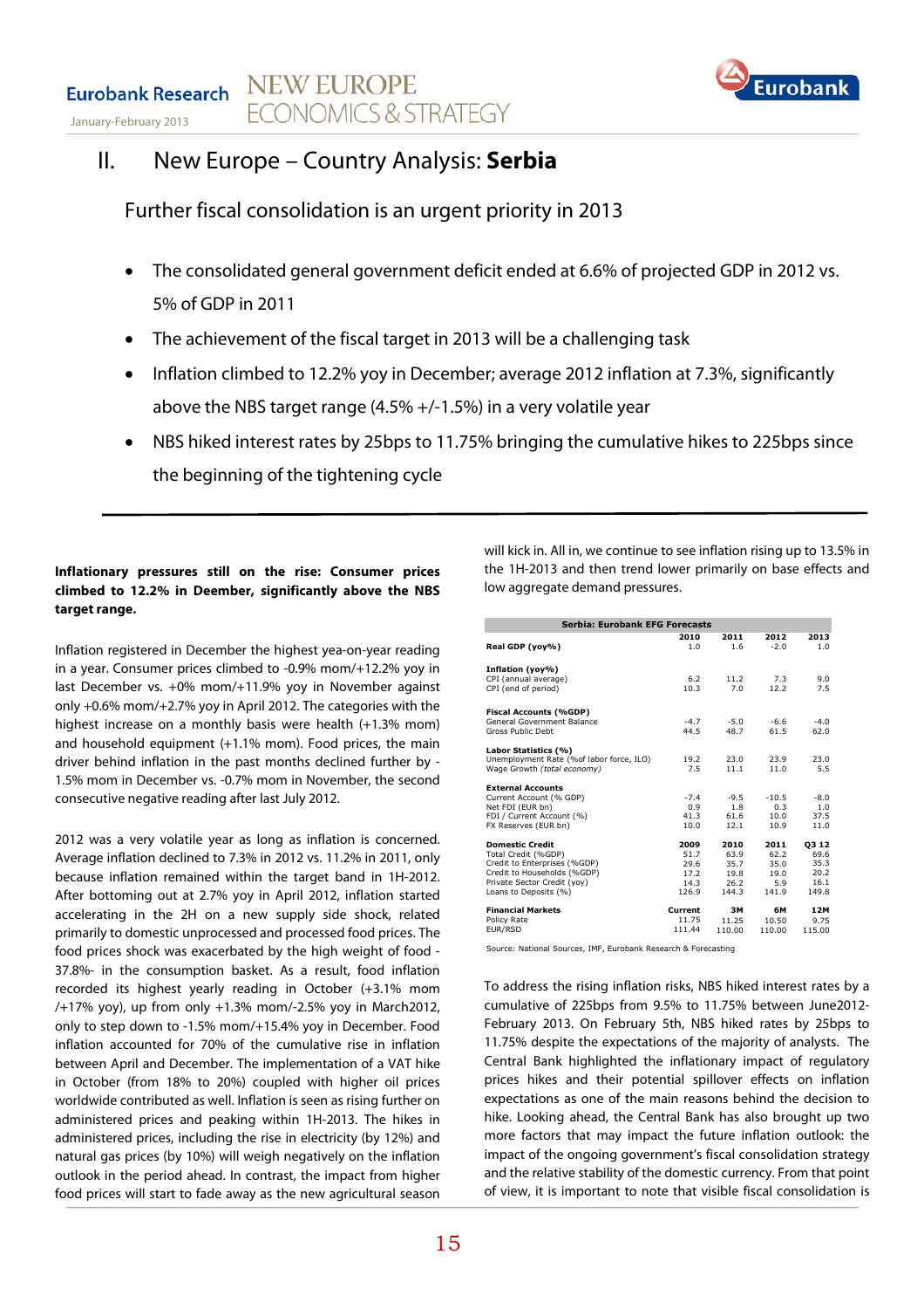# II. New Europe – Country Analysis: **Serbia**

## Further fiscal consolidation is an urgent priority in 2013

- The consolidated general government deficit ended at 6.6% of projected GDP in 2012 vs. 5% of GDP in 2011
- The achievement of the fiscal target in 2013 will be a challenging task
- Inflation climbed to 12.2% yoy in December; average 2012 inflation at 7.3%, significantly above the NBS target range (4.5% +/-1.5%) in a very volatile year
- NBS hiked interest rates by 25bps to 11.75% bringing the cumulative hikes to 225bps since the beginning of the tightening cycle

---

**Inflationary pressures still on the rise: Consumer prices climbed to 12.2% in Deember, significantly above the NBS target range.**

Inflation registered in December the highest yea-on-year reading in a year. Consumer prices climbed to -0.9% mom/+12.2% yoy in last December vs. +0% mom/+11.9% yoy in November against only +0.6% mom/+2.7% yoy in April 2012. The categories with the highest increase on a monthly basis were health (+1.3% mom) and household equipment (+1.1% mom). Food prices, the main driver behind inflation in the past months declined further by -1.5% mom in December vs. -0.7% mom in November, the second consecutive negative reading after last July 2012.

2012 was a very volatile year as long as inflation is concerned. Average inflation declined to 7.3% in 2012 vs. 11.2% in 2011, only because inflation remained within the target band in 1H-2012. After bottoming out at 2.7% yoy in April 2012, inflation started accelerating in the 2H on a new supply side shock, related primarily to domestic unprocessed and processed food prices. The food prices shock was exacerbated by the high weight of food - 37.8%- in the consumption basket. As a result, food inflation recorded its highest yearly reading in October (+3.1% mom /+17% yoy), up from only +1.3% mom/-2.5% yoy in March2012, only to step down to -1.5% mom/+15.4% yoy in December. Food inflation accounted for 70% of the cumulative rise in inflation between April and December. The implementation of a VAT hike in October (from 18% to 20%) coupled with higher oil prices worldwide contributed as well. Inflation is seen as rising further on administered prices and peaking within 1H-2013. The hikes in administered prices, including the rise in electricity (by 12%) and natural gas prices (by 10%) will weigh negatively on the inflation outlook in the period ahead. In contrast, the impact from higher food prices will start to fade away as the new agricultural season will kick in. All in, we continue to see inflation rising up to 13.5% in the 1H-2013 and then trend lower primarily on base effects and low aggregate demand pressures.

| Serbia: Eurobank EFG Forecasts | | | | |
|---|---|---|---|---|
| | 2010 | 2011 | 2012 | 2013 |
| **Real GDP (yoy%)** | 1.0 | 1.6 | -2.0 | 1.0 |
| **Inflation (yoy%)** | | | | |
| CPI (annual average) | 6.2 | 11.2 | 7.3 | 9.0 |
| CPI (end of period) | 10.3 | 7.0 | 12.2 | 7.5 |
| **Fiscal Accounts (%GDP)** | | | | |
| General Government Balance | -4.7 | -5.0 | -6.6 | -4.0 |
| Gross Public Debt | 44.5 | 48.7 | 61.5 | 62.0 |
| **Labor Statistics (%)** | | | | |
| Unemployment Rate (%of labor force, ILO) | 19.2 | 23.0 | 23.9 | 23.0 |
| Wage Growth *(total economy)* | 7.5 | 11.1 | 11.0 | 5.5 |
| **External Accounts** | | | | |
| Current Account (% GDP) | -7.4 | -9.5 | -10.5 | -8.0 |
| Net FDI (EUR bn) | 0.9 | 1.8 | 0.3 | 1.0 |
| FDI / Current Account (%) | 41.3 | 61.6 | 10.0 | 37.5 |
| FX Reserves (EUR bn) | 10.0 | 12.1 | 10.9 | 11.0 |
| **Domestic Credit** | **2009** | **2010** | **2011** | **Q3 12** |
| Total Credit (%GDP) | 51.7 | 63.9 | 62.2 | 69.6 |
| Credit to Enterprises (%GDP) | 29.6 | 35.7 | 35.0 | 35.3 |
| Credit to Households (%GDP) | 17.2 | 19.8 | 19.0 | 20.2 |
| Private Sector Credit (yoy) | 14.3 | 26.2 | 5.9 | 16.1 |
| Loans to Deposits (%) | 126.9 | 144.3 | 141.9 | 149.8 |
| **Financial Markets** | **Current** | **3M** | **6M** | **12M** |
| Policy Rate | 11.75 | 11.25 | 10.50 | 9.75 |
| EUR/RSD | 111.44 | 110.00 | 110.00 | 115.00 |

Source: National Sources, IMF, Eurobank Research & Forecasting

To address the rising inflation risks, NBS hiked interest rates by a cumulative of 225bps from 9.5% to 11.75% between June2012-February 2013. On February 5th, NBS hiked rates by 25bps to 11.75% despite the expectations of the majority of analysts. The Central Bank highlighted the inflationary impact of regulatory prices hikes and their potential spillover effects on inflation expectations as one of the main reasons behind the decision to hike. Looking ahead, the Central Bank has also brought up two more factors that may impact the future inflation outlook: the impact of the ongoing government's fiscal consolidation strategy and the relative stability of the domestic currency. From that point of view, it is important to note that visible fiscal consolidation is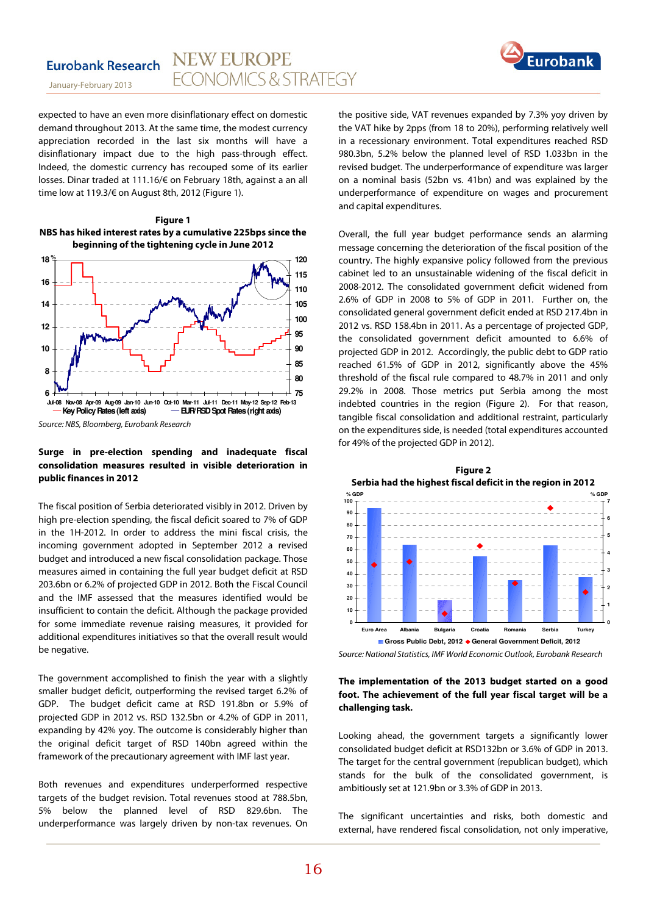expected to have an even more disinflationary effect on domestic demand throughout 2013. At the same time, the modest currency appreciation recorded in the last six months will have a disinflationary impact due to the high pass-through effect. Indeed, the domestic currency has recouped some of its earlier losses. Dinar traded at 111.16/€ on February 18th, against a an all time low at 119.3/€ on August 8th, 2012 (Figure 1).

**Figure 1**
**NBS has hiked interest rates by a cumulative 225bps since the beginning of the tightening cycle in June 2012**

*Source: NBS, Bloomberg, Eurobank Research*

**Surge in pre-election spending and inadequate fiscal consolidation measures resulted in visible deterioration in public finances in 2012**

The fiscal position of Serbia deteriorated visibly in 2012. Driven by high pre-election spending, the fiscal deficit soared to 7% of GDP in the 1H-2012. In order to address the mini fiscal crisis, the incoming government adopted in September 2012 a revised budget and introduced a new fiscal consolidation package. Those measures aimed in containing the full year budget deficit at RSD 203.6bn or 6.2% of projected GDP in 2012. Both the Fiscal Council and the IMF assessed that the measures identified would be insufficient to contain the deficit. Although the package provided for some immediate revenue raising measures, it provided for additional expenditures initiatives so that the overall result would be negative.

The government accomplished to finish the year with a slightly smaller budget deficit, outperforming the revised target 6.2% of GDP. The budget deficit came at RSD 191.8bn or 5.9% of projected GDP in 2012 vs. RSD 132.5bn or 4.2% of GDP in 2011, expanding by 42% yoy. The outcome is considerably higher than the original deficit target of RSD 140bn agreed within the framework of the precautionary agreement with IMF last year.

Both revenues and expenditures underperformed respective targets of the budget revision. Total revenues stood at 788.5bn, 5% below the planned level of RSD 829.6bn. The underperformance was largely driven by non-tax revenues. On the positive side, VAT revenues expanded by 7.3% yoy driven by the VAT hike by 2pps (from 18 to 20%), performing relatively well in a recessionary environment. Total expenditures reached RSD 980.3bn, 5.2% below the planned level of RSD 1.033bn in the revised budget. The underperformance of expenditure was larger on a nominal basis (52bn vs. 41bn) and was explained by the underperformance of expenditure on wages and procurement and capital expenditures.

Overall, the full year budget performance sends an alarming message concerning the deterioration of the fiscal position of the country. The highly expansive policy followed from the previous cabinet led to an unsustainable widening of the fiscal deficit in 2008-2012. The consolidated government deficit widened from 2.6% of GDP in 2008 to 5% of GDP in 2011. Further on, the consolidated general government deficit ended at RSD 217.4bn in 2012 vs. RSD 158.4bn in 2011. As a percentage of projected GDP, the consolidated government deficit amounted to 6.6% of projected GDP in 2012. Accordingly, the public debt to GDP ratio reached 61.5% of GDP in 2012, significantly above the 45% threshold of the fiscal rule compared to 48.7% in 2011 and only 29.2% in 2008. Those metrics put Serbia among the most indebted countries in the region (Figure 2). For that reason, tangible fiscal consolidation and additional restraint, particularly on the expenditures side, is needed (total expenditures accounted for 49% of the projected GDP in 2012).

**Figure 2**
**Serbia had the highest fiscal deficit in the region in 2012**

*Source: National Statistics, IMF World Economic Outlook, Eurobank Research*

**The implementation of the 2013 budget started on a good foot. The achievement of the full year fiscal target will be a challenging task.**

Looking ahead, the government targets a significantly lower consolidated budget deficit at RSD132bn or 3.6% of GDP in 2013. The target for the central government (republican budget), which stands for the bulk of the consolidated government, is ambitiously set at 121.9bn or 3.3% of GDP in 2013.

The significant uncertainties and risks, both domestic and external, have rendered fiscal consolidation, not only imperative,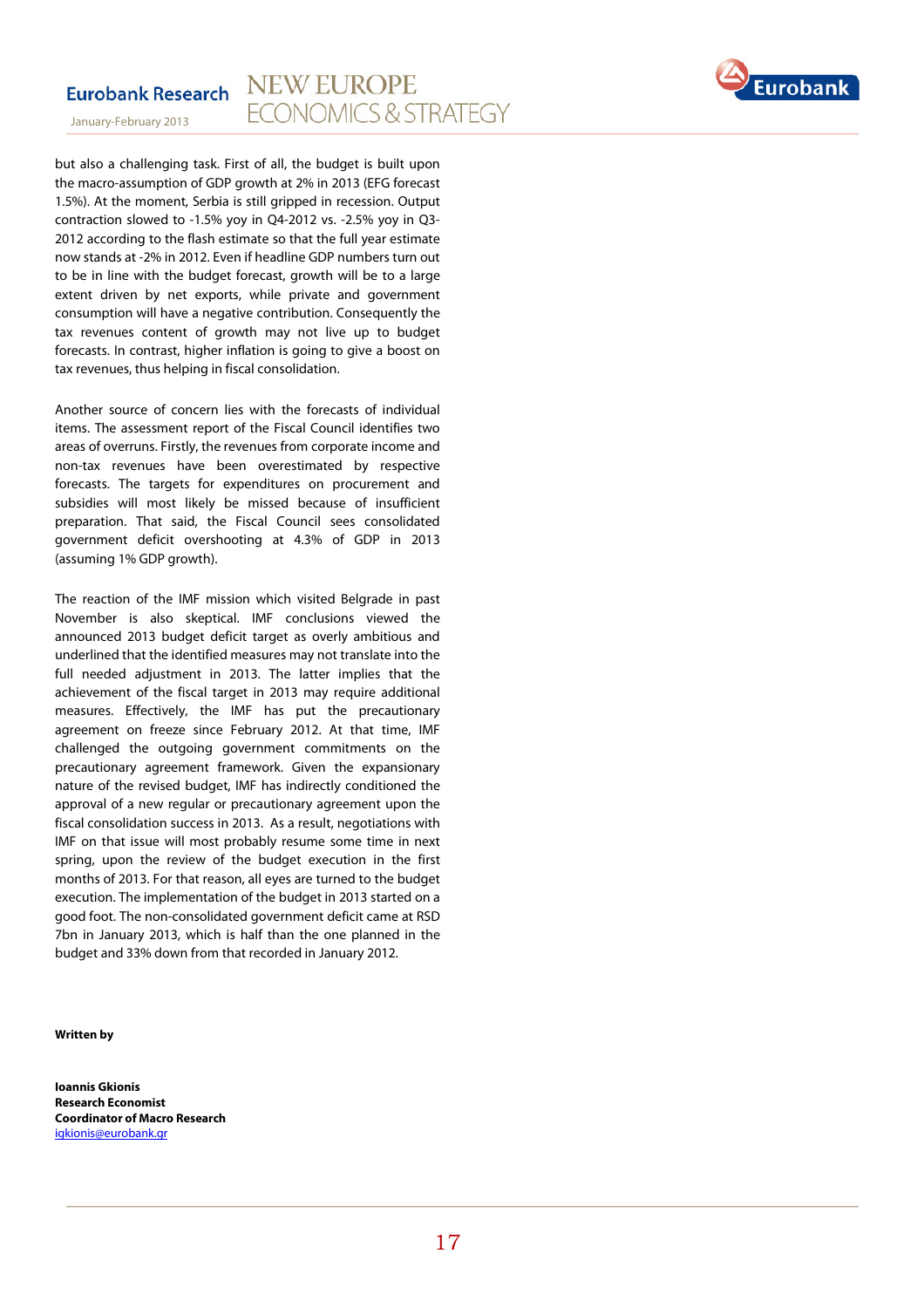but also a challenging task. First of all, the budget is built upon the macro-assumption of GDP growth at 2% in 2013 (EFG forecast 1.5%). At the moment, Serbia is still gripped in recession. Output contraction slowed to -1.5% yoy in Q4-2012 vs. -2.5% yoy in Q3-2012 according to the flash estimate so that the full year estimate now stands at -2% in 2012. Even if headline GDP numbers turn out to be in line with the budget forecast, growth will be to a large extent driven by net exports, while private and government consumption will have a negative contribution. Consequently the tax revenues content of growth may not live up to budget forecasts. In contrast, higher inflation is going to give a boost on tax revenues, thus helping in fiscal consolidation.

Another source of concern lies with the forecasts of individual items. The assessment report of the Fiscal Council identifies two areas of overruns. Firstly, the revenues from corporate income and non-tax revenues have been overestimated by respective forecasts. The targets for expenditures on procurement and subsidies will most likely be missed because of insufficient preparation. That said, the Fiscal Council sees consolidated government deficit overshooting at 4.3% of GDP in 2013 (assuming 1% GDP growth).

The reaction of the IMF mission which visited Belgrade in past November is also skeptical. IMF conclusions viewed the announced 2013 budget deficit target as overly ambitious and underlined that the identified measures may not translate into the full needed adjustment in 2013. The latter implies that the achievement of the fiscal target in 2013 may require additional measures. Effectively, the IMF has put the precautionary agreement on freeze since February 2012. At that time, IMF challenged the outgoing government commitments on the precautionary agreement framework. Given the expansionary nature of the revised budget, IMF has indirectly conditioned the approval of a new regular or precautionary agreement upon the fiscal consolidation success in 2013. As a result, negotiations with IMF on that issue will most probably resume some time in next spring, upon the review of the budget execution in the first months of 2013. For that reason, all eyes are turned to the budget execution. The implementation of the budget in 2013 started on a good foot. The non-consolidated government deficit came at RSD 7bn in January 2013, which is half than the one planned in the budget and 33% down from that recorded in January 2012.

**Written by**

**Ioannis Gkionis**
**Research Economist**
**Coordinator of Macro Research**
igkionis@eurobank.gr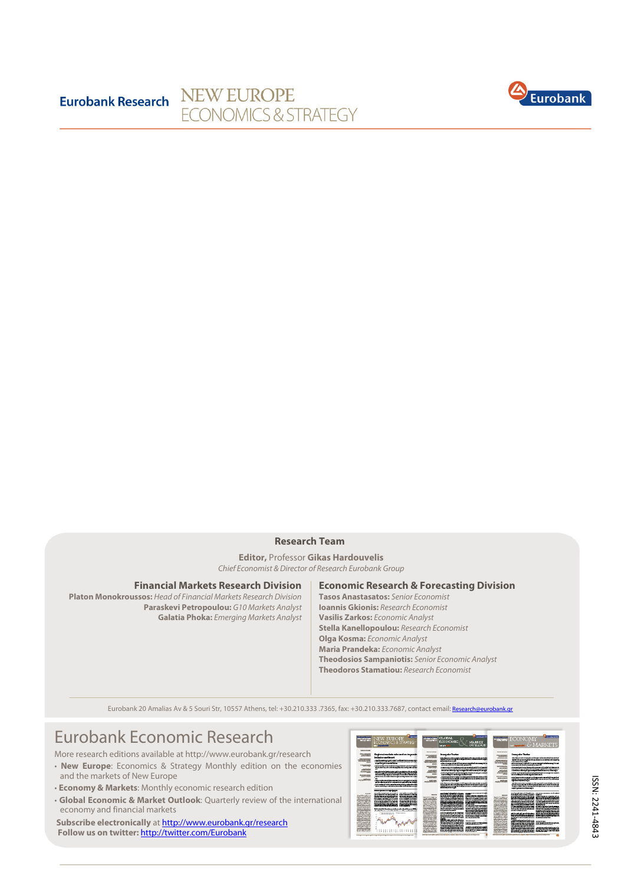Eurobank Research

NEW EUROPE
ECONOMICS & STRATEGY

## Research Team

**Editor,** Professor **Gikas Hardouvelis**
*Chief Economist & Director of Research Eurobank Group*

### Financial Markets Research Division

**Platon Monokroussos:** *Head of Financial Markets Research Division*
**Paraskevi Petropoulou:** *G10 Markets Analyst*
**Galatia Phoka:** *Emerging Markets Analyst*

### Economic Research & Forecasting Division

**Tasos Anastasatos:** *Senior Economist*
**Ioannis Gkionis:** *Research Economist*
**Vasilis Zarkos:** *Economic Analyst*
**Stella Kanellopoulou:** *Research Economist*
**Olga Kosma:** *Economic Analyst*
**Maria Prandeka:** *Economic Analyst*
**Theodosios Sampaniotis:** *Senior Economic Analyst*
**Theodoros Stamatiou:** *Research Economist*

Eurobank 20 Amalias Av & 5 Souri Str, 10557 Athens, tel: +30.210.333 .7365, fax: +30.210.333.7687, contact email: Research@eurobank.gr

# Eurobank Economic Research

More research editions available at http://www.eurobank.gr/research

- **New Europe**: Economics & Strategy Monthly edition on the economies and the markets of New Europe
- **Economy & Markets**: Monthly economic research edition
- **Global Economic & Market Outlook**: Quarterly review of the international economy and financial markets

**Subscribe electronically** at http://www.eurobank.gr/research
**Follow us on twitter:** http://twitter.com/Eurobank

ISSN: 2241-4843